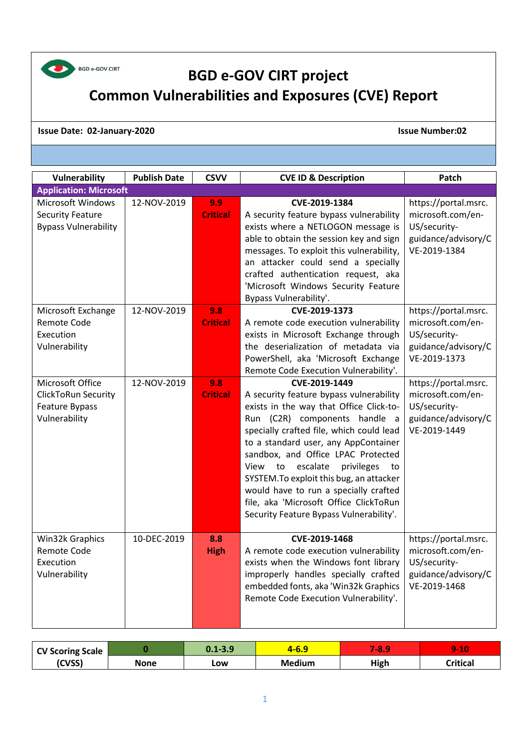BGD e-GOV CIRT

# BGD e-GOV CIRT project

# Common Vulnerabilities and Exposures (CVE) Report

**Issue Date: 02-January-2020** **Issue Number:02**

| Vulnerability | Publish Date | CSVV | CVE ID & Description | Patch |
|---|---|---|---|---|
| **Application: Microsoft** | | | | |
| Microsoft Windows Security Feature Bypass Vulnerability | 12-NOV-2019 | **9.9 Critical** | **CVE-2019-1384** A security feature bypass vulnerability exists where a NETLOGON message is able to obtain the session key and sign messages. To exploit this vulnerability, an attacker could send a specially crafted authentication request, aka 'Microsoft Windows Security Feature Bypass Vulnerability'. | https://portal.msrc.microsoft.com/en-US/security-guidance/advisory/CVE-2019-1384 |
| Microsoft Exchange Remote Code Execution Vulnerability | 12-NOV-2019 | **9.8 Critical** | **CVE-2019-1373** A remote code execution vulnerability exists in Microsoft Exchange through the deserialization of metadata via PowerShell, aka 'Microsoft Exchange Remote Code Execution Vulnerability'. | https://portal.msrc.microsoft.com/en-US/security-guidance/advisory/CVE-2019-1373 |
| Microsoft Office ClickToRun Security Feature Bypass Vulnerability | 12-NOV-2019 | **9.8 Critical** | **CVE-2019-1449** A security feature bypass vulnerability exists in the way that Office Click-to-Run (C2R) components handle a specially crafted file, which could lead to a standard user, any AppContainer sandbox, and Office LPAC Protected View to escalate privileges to SYSTEM.To exploit this bug, an attacker would have to run a specially crafted file, aka 'Microsoft Office ClickToRun Security Feature Bypass Vulnerability'. | https://portal.msrc.microsoft.com/en-US/security-guidance/advisory/CVE-2019-1449 |
| Win32k Graphics Remote Code Execution Vulnerability | 10-DEC-2019 | **8.8 High** | **CVE-2019-1468** A remote code execution vulnerability exists when the Windows font library improperly handles specially crafted embedded fonts, aka 'Win32k Graphics Remote Code Execution Vulnerability'. | https://portal.msrc.microsoft.com/en-US/security-guidance/advisory/CVE-2019-1468 |

| CV Scoring Scale (CVSS) | 0 | 0.1-3.9 | 4-6.9 | 7-8.9 | 9-10 |
|---|---|---|---|---|---|
| | None | Low | Medium | High | Critical |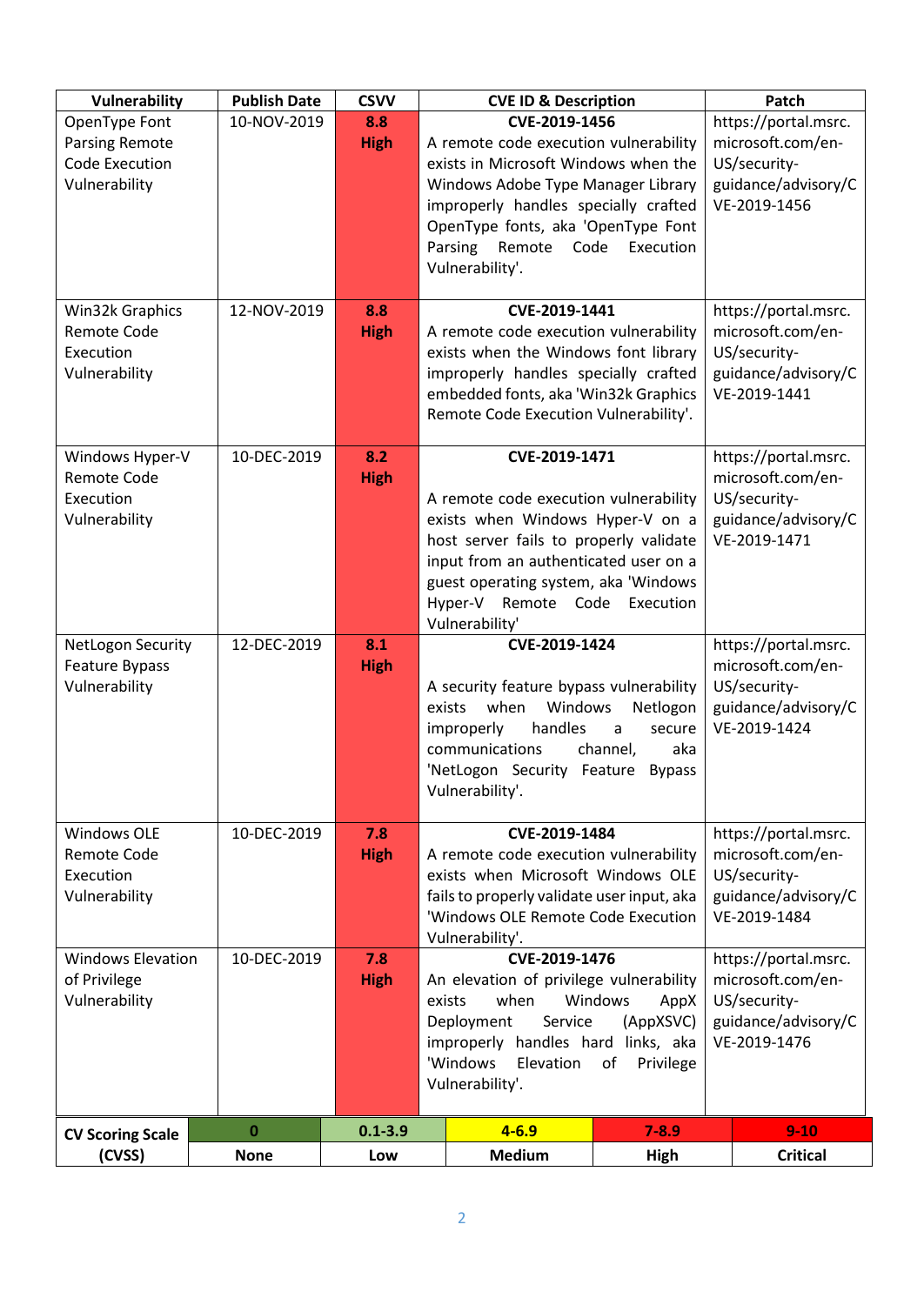| Vulnerability | Publish Date | CSVV | CVE ID & Description | Patch |
|---|---|---|---|---|
| OpenType Font Parsing Remote Code Execution Vulnerability | 10-NOV-2019 | **8.8 High** | **CVE-2019-1456** A remote code execution vulnerability exists in Microsoft Windows when the Windows Adobe Type Manager Library improperly handles specially crafted OpenType fonts, aka 'OpenType Font Parsing Remote Code Execution Vulnerability'. | https://portal.msrc.microsoft.com/en-US/security-guidance/advisory/CVE-2019-1456 |
| Win32k Graphics Remote Code Execution Vulnerability | 12-NOV-2019 | **8.8 High** | **CVE-2019-1441** A remote code execution vulnerability exists when the Windows font library improperly handles specially crafted embedded fonts, aka 'Win32k Graphics Remote Code Execution Vulnerability'. | https://portal.msrc.microsoft.com/en-US/security-guidance/advisory/CVE-2019-1441 |
| Windows Hyper-V Remote Code Execution Vulnerability | 10-DEC-2019 | **8.2 High** | **CVE-2019-1471** A remote code execution vulnerability exists when Windows Hyper-V on a host server fails to properly validate input from an authenticated user on a guest operating system, aka 'Windows Hyper-V Remote Code Execution Vulnerability' | https://portal.msrc.microsoft.com/en-US/security-guidance/advisory/CVE-2019-1471 |
| NetLogon Security Feature Bypass Vulnerability | 12-DEC-2019 | **8.1 High** | **CVE-2019-1424** A security feature bypass vulnerability exists when Windows Netlogon improperly handles a secure communications channel, aka 'NetLogon Security Feature Bypass Vulnerability'. | https://portal.msrc.microsoft.com/en-US/security-guidance/advisory/CVE-2019-1424 |
| Windows OLE Remote Code Execution Vulnerability | 10-DEC-2019 | **7.8 High** | **CVE-2019-1484** A remote code execution vulnerability exists when Microsoft Windows OLE fails to properly validate user input, aka 'Windows OLE Remote Code Execution Vulnerability'. | https://portal.msrc.microsoft.com/en-US/security-guidance/advisory/CVE-2019-1484 |
| Windows Elevation of Privilege Vulnerability | 10-DEC-2019 | **7.8 High** | **CVE-2019-1476** An elevation of privilege vulnerability exists when Windows AppX Deployment Service (AppXSVC) improperly handles hard links, aka 'Windows Elevation of Privilege Vulnerability'. | https://portal.msrc.microsoft.com/en-US/security-guidance/advisory/CVE-2019-1476 |

| CV Scoring Scale (CVSS) | **0** | **0.1-3.9** | **4-6.9** | **7-8.9** | **9-10** |
|---|---|---|---|---|---|
| | **None** | **Low** | **Medium** | **High** | **Critical** |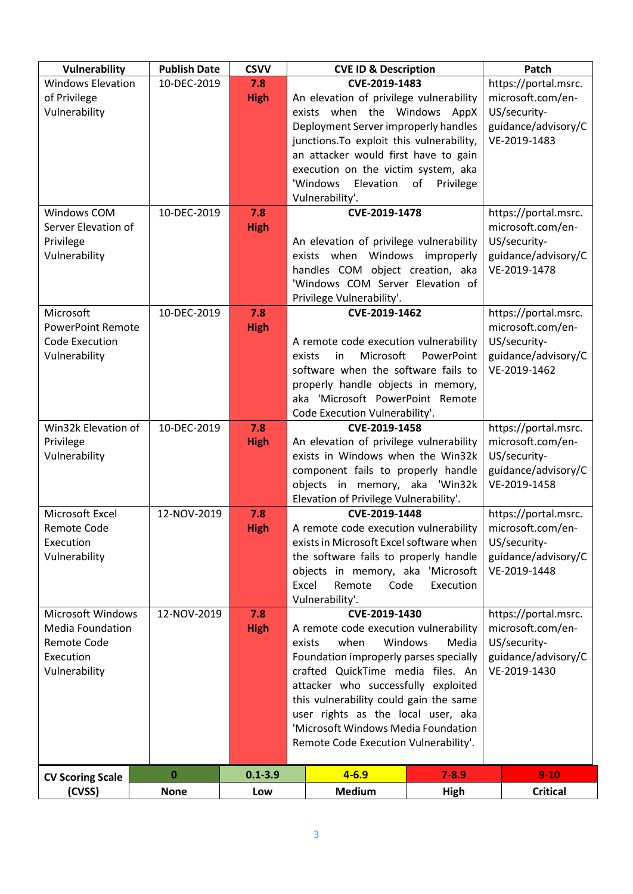| Vulnerability | Publish Date | CSVV | CVE ID & Description | Patch |
|---|---|---|---|---|
| Windows Elevation of Privilege Vulnerability | 10-DEC-2019 | **7.8 High** | **CVE-2019-1483** An elevation of privilege vulnerability exists when the Windows AppX Deployment Server improperly handles junctions.To exploit this vulnerability, an attacker would first have to gain execution on the victim system, aka 'Windows Elevation of Privilege Vulnerability'. | https://portal.msrc.microsoft.com/en-US/security-guidance/advisory/CVE-2019-1483 |
| Windows COM Server Elevation of Privilege Vulnerability | 10-DEC-2019 | **7.8 High** | **CVE-2019-1478** An elevation of privilege vulnerability exists when Windows improperly handles COM object creation, aka 'Windows COM Server Elevation of Privilege Vulnerability'. | https://portal.msrc.microsoft.com/en-US/security-guidance/advisory/CVE-2019-1478 |
| Microsoft PowerPoint Remote Code Execution Vulnerability | 10-DEC-2019 | **7.8 High** | **CVE-2019-1462** A remote code execution vulnerability exists in Microsoft PowerPoint software when the software fails to properly handle objects in memory, aka 'Microsoft PowerPoint Remote Code Execution Vulnerability'. | https://portal.msrc.microsoft.com/en-US/security-guidance/advisory/CVE-2019-1462 |
| Win32k Elevation of Privilege Vulnerability | 10-DEC-2019 | **7.8 High** | **CVE-2019-1458** An elevation of privilege vulnerability exists in Windows when the Win32k component fails to properly handle objects in memory, aka 'Win32k Elevation of Privilege Vulnerability'. | https://portal.msrc.microsoft.com/en-US/security-guidance/advisory/CVE-2019-1458 |
| Microsoft Excel Remote Code Execution Vulnerability | 12-NOV-2019 | **7.8 High** | **CVE-2019-1448** A remote code execution vulnerability exists in Microsoft Excel software when the software fails to properly handle objects in memory, aka 'Microsoft Excel Remote Code Execution Vulnerability'. | https://portal.msrc.microsoft.com/en-US/security-guidance/advisory/CVE-2019-1448 |
| Microsoft Windows Media Foundation Remote Code Execution Vulnerability | 12-NOV-2019 | **7.8 High** | **CVE-2019-1430** A remote code execution vulnerability exists when Windows Media Foundation improperly parses specially crafted QuickTime media files. An attacker who successfully exploited this vulnerability could gain the same user rights as the local user, aka 'Microsoft Windows Media Foundation Remote Code Execution Vulnerability'. | https://portal.msrc.microsoft.com/en-US/security-guidance/advisory/CVE-2019-1430 |

| CV Scoring Scale (CVSS) | 0 | 0.1-3.9 | 4-6.9 | 7-8.9 | 9-10 |
|---|---|---|---|---|---|
| | None | Low | Medium | High | Critical |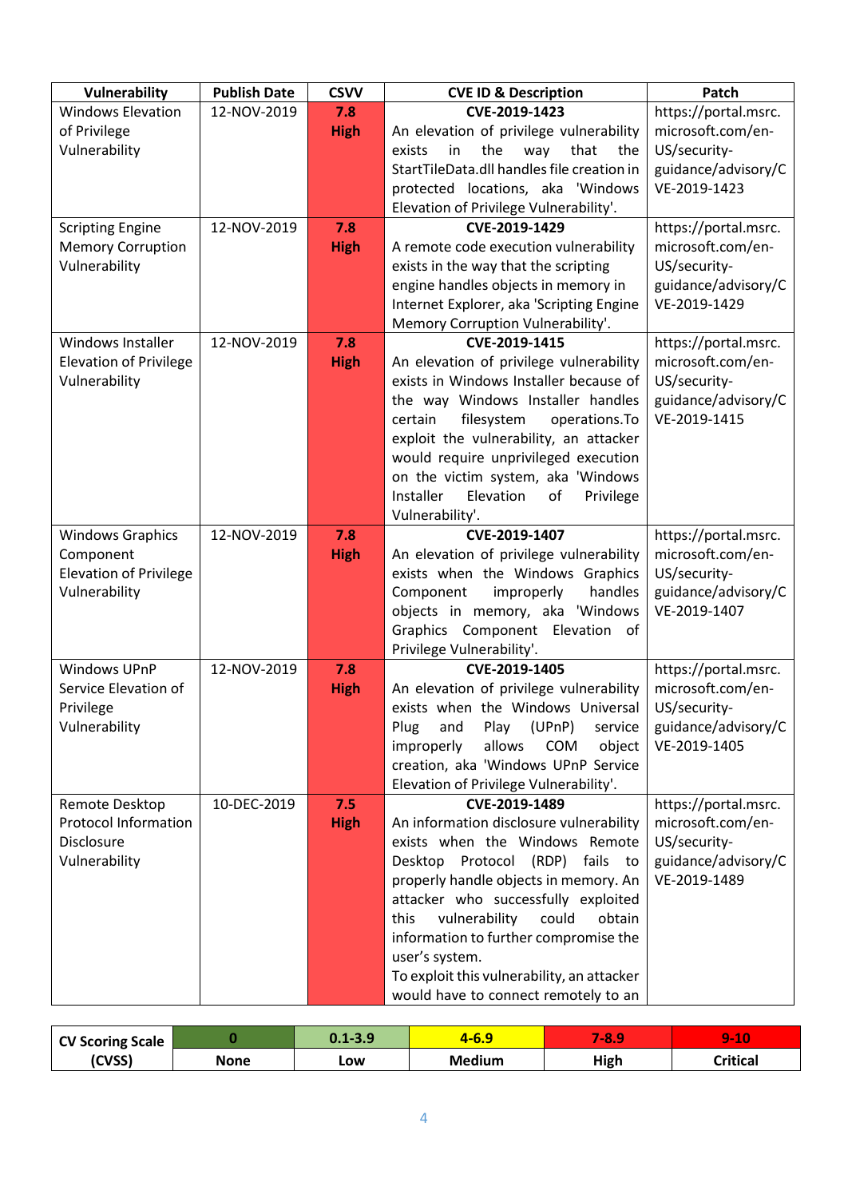| Vulnerability | Publish Date | CSVV | CVE ID & Description | Patch |
|---|---|---|---|---|
| Windows Elevation of Privilege Vulnerability | 12-NOV-2019 | **7.8 High** | **CVE-2019-1423**<br>An elevation of privilege vulnerability exists in the way that the StartTileData.dll handles file creation in protected locations, aka 'Windows Elevation of Privilege Vulnerability'. | https://portal.msrc.microsoft.com/en-US/security-guidance/advisory/CVE-2019-1423 |
| Scripting Engine Memory Corruption Vulnerability | 12-NOV-2019 | **7.8 High** | **CVE-2019-1429**<br>A remote code execution vulnerability exists in the way that the scripting engine handles objects in memory in Internet Explorer, aka 'Scripting Engine Memory Corruption Vulnerability'. | https://portal.msrc.microsoft.com/en-US/security-guidance/advisory/CVE-2019-1429 |
| Windows Installer Elevation of Privilege Vulnerability | 12-NOV-2019 | **7.8 High** | **CVE-2019-1415**<br>An elevation of privilege vulnerability exists in Windows Installer because of the way Windows Installer handles certain filesystem operations.To exploit the vulnerability, an attacker would require unprivileged execution on the victim system, aka 'Windows Installer Elevation of Privilege Vulnerability'. | https://portal.msrc.microsoft.com/en-US/security-guidance/advisory/CVE-2019-1415 |
| Windows Graphics Component Elevation of Privilege Vulnerability | 12-NOV-2019 | **7.8 High** | **CVE-2019-1407**<br>An elevation of privilege vulnerability exists when the Windows Graphics Component improperly handles objects in memory, aka 'Windows Graphics Component Elevation of Privilege Vulnerability'. | https://portal.msrc.microsoft.com/en-US/security-guidance/advisory/CVE-2019-1407 |
| Windows UPnP Service Elevation of Privilege Vulnerability | 12-NOV-2019 | **7.8 High** | **CVE-2019-1405**<br>An elevation of privilege vulnerability exists when the Windows Universal Plug and Play (UPnP) service improperly allows COM object creation, aka 'Windows UPnP Service Elevation of Privilege Vulnerability'. | https://portal.msrc.microsoft.com/en-US/security-guidance/advisory/CVE-2019-1405 |
| Remote Desktop Protocol Information Disclosure Vulnerability | 10-DEC-2019 | **7.5 High** | **CVE-2019-1489**<br>An information disclosure vulnerability exists when the Windows Remote Desktop Protocol (RDP) fails to properly handle objects in memory. An attacker who successfully exploited this vulnerability could obtain information to further compromise the user's system.<br>To exploit this vulnerability, an attacker would have to connect remotely to an | https://portal.msrc.microsoft.com/en-US/security-guidance/advisory/CVE-2019-1489 |

| CV Scoring Scale (CVSS) | 0 | 0.1-3.9 | 4-6.9 | 7-8.9 | 9-10 |
|---|---|---|---|---|---|
| | None | Low | Medium | High | Critical |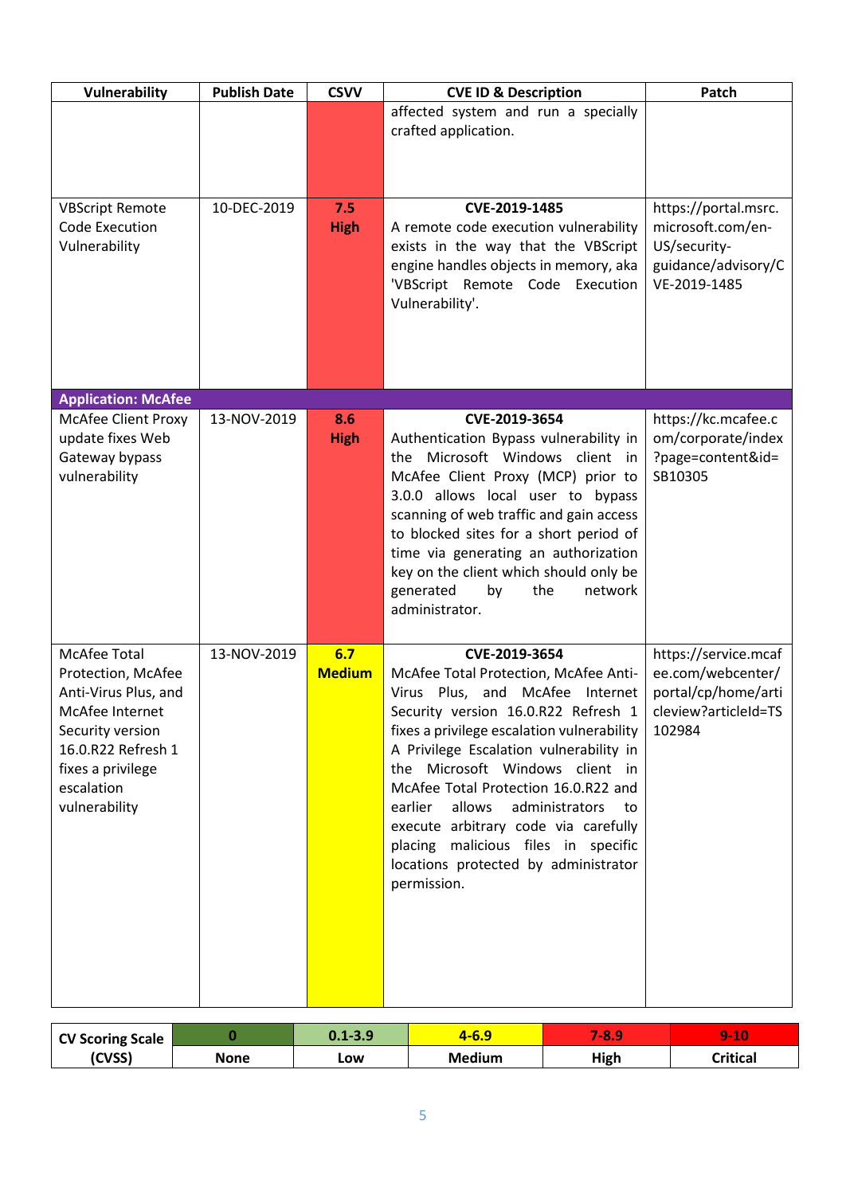| Vulnerability | Publish Date | CSVV | CVE ID & Description | Patch |
|---|---|---|---|---|
| | | | affected system and run a specially crafted application. | |
| VBScript Remote Code Execution Vulnerability | 10-DEC-2019 | **7.5 High** | **CVE-2019-1485** A remote code execution vulnerability exists in the way that the VBScript engine handles objects in memory, aka 'VBScript Remote Code Execution Vulnerability'. | https://portal.msrc.microsoft.com/en-US/security-guidance/advisory/CVE-2019-1485 |
| **Application: McAfee** | | | | |
| McAfee Client Proxy update fixes Web Gateway bypass vulnerability | 13-NOV-2019 | **8.6 High** | **CVE-2019-3654** Authentication Bypass vulnerability in the Microsoft Windows client in McAfee Client Proxy (MCP) prior to 3.0.0 allows local user to bypass scanning of web traffic and gain access to blocked sites for a short period of time via generating an authorization key on the client which should only be generated by the network administrator. | https://kc.mcafee.com/corporate/index?page=content&id=SB10305 |
| McAfee Total Protection, McAfee Anti-Virus Plus, and McAfee Internet Security version 16.0.R22 Refresh 1 fixes a privilege escalation vulnerability | 13-NOV-2019 | **6.7 Medium** | **CVE-2019-3654** McAfee Total Protection, McAfee Anti-Virus Plus, and McAfee Internet Security version 16.0.R22 Refresh 1 fixes a privilege escalation vulnerability A Privilege Escalation vulnerability in the Microsoft Windows client in McAfee Total Protection 16.0.R22 and earlier allows administrators to execute arbitrary code via carefully placing malicious files in specific locations protected by administrator permission. | https://service.mcafee.com/webcenter/portal/cp/home/articleview?articleId=TS102984 |

| CV Scoring Scale (CVSS) | 0 | 0.1-3.9 | 4-6.9 | 7-8.9 | 9-10 |
|---|---|---|---|---|---|
| | None | Low | Medium | High | Critical |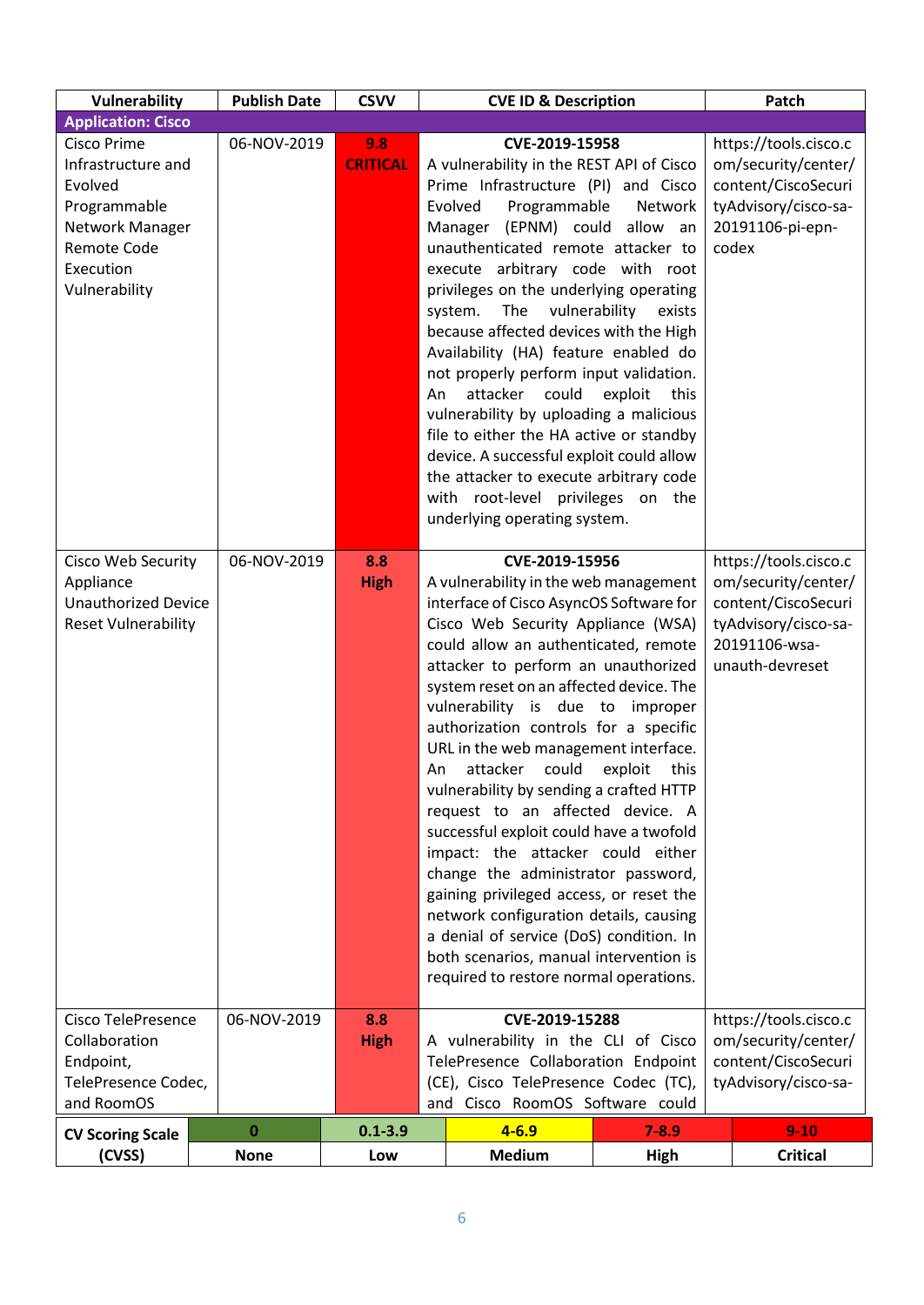| Vulnerability | Publish Date | CSVV | CVE ID & Description | Patch |
|---|---|---|---|---|
| **Application: Cisco** | | | | |
| Cisco Prime Infrastructure and Evolved Programmable Network Manager Remote Code Execution Vulnerability | 06-NOV-2019 | **9.8 CRITICAL** | **CVE-2019-15958** A vulnerability in the REST API of Cisco Prime Infrastructure (PI) and Cisco Evolved Programmable Network Manager (EPNM) could allow an unauthenticated remote attacker to execute arbitrary code with root privileges on the underlying operating system. The vulnerability exists because affected devices with the High Availability (HA) feature enabled do not properly perform input validation. An attacker could exploit this vulnerability by uploading a malicious file to either the HA active or standby device. A successful exploit could allow the attacker to execute arbitrary code with root-level privileges on the underlying operating system. | https://tools.cisco.com/security/center/content/CiscoSecurityAdvisory/cisco-sa-20191106-pi-epn-codex |
| Cisco Web Security Appliance Unauthorized Device Reset Vulnerability | 06-NOV-2019 | **8.8 High** | **CVE-2019-15956** A vulnerability in the web management interface of Cisco AsyncOS Software for Cisco Web Security Appliance (WSA) could allow an authenticated, remote attacker to perform an unauthorized system reset on an affected device. The vulnerability is due to improper authorization controls for a specific URL in the web management interface. An attacker could exploit this vulnerability by sending a crafted HTTP request to an affected device. A successful exploit could have a twofold impact: the attacker could either change the administrator password, gaining privileged access, or reset the network configuration details, causing a denial of service (DoS) condition. In both scenarios, manual intervention is required to restore normal operations. | https://tools.cisco.com/security/center/content/CiscoSecurityAdvisory/cisco-sa-20191106-wsa-unauth-devreset |
| Cisco TelePresence Collaboration Endpoint, TelePresence Codec, and RoomOS | 06-NOV-2019 | **8.8 High** | **CVE-2019-15288** A vulnerability in the CLI of Cisco TelePresence Collaboration Endpoint (CE), Cisco TelePresence Codec (TC), and Cisco RoomOS Software could | https://tools.cisco.com/security/center/content/CiscoSecurityAdvisory/cisco-sa- |

| CV Scoring Scale (CVSS) | 0 | 0.1-3.9 | 4-6.9 | 7-8.9 | 9-10 |
|---|---|---|---|---|---|
| | None | Low | Medium | High | Critical |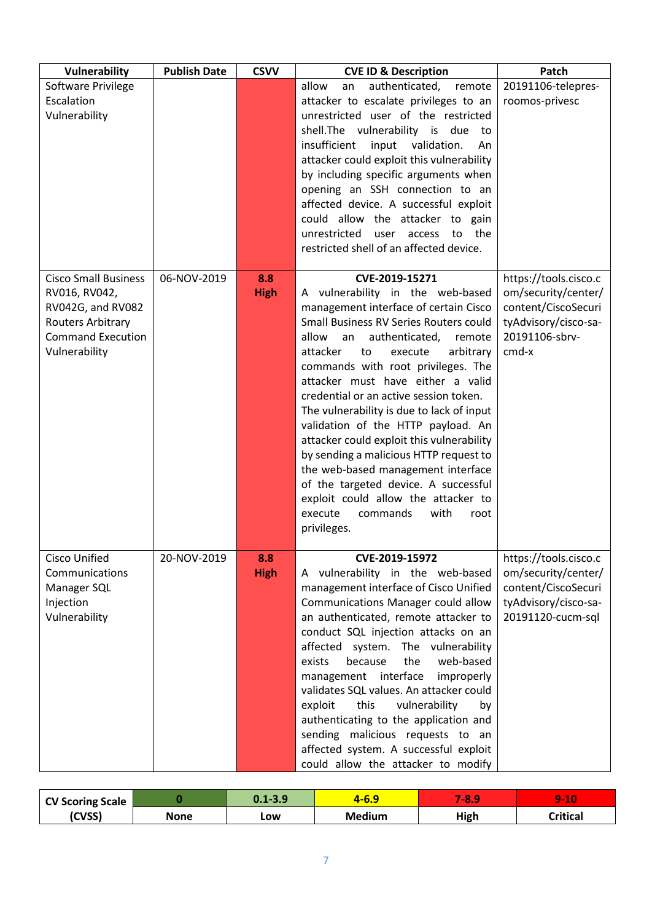| Vulnerability | Publish Date | CSVV | CVE ID & Description | Patch |
|---|---|---|---|---|
| Software Privilege Escalation Vulnerability | | | allow an authenticated, remote attacker to escalate privileges to an unrestricted user of the restricted shell.The vulnerability is due to insufficient input validation. An attacker could exploit this vulnerability by including specific arguments when opening an SSH connection to an affected device. A successful exploit could allow the attacker to gain unrestricted user access to the restricted shell of an affected device. | 20191106-telepres-roomos-privesc |
| Cisco Small Business RV016, RV042, RV042G, and RV082 Routers Arbitrary Command Execution Vulnerability | 06-NOV-2019 | **8.8 High** | **CVE-2019-15271** A vulnerability in the web-based management interface of certain Cisco Small Business RV Series Routers could allow an authenticated, remote attacker to execute arbitrary commands with root privileges. The attacker must have either a valid credential or an active session token. The vulnerability is due to lack of input validation of the HTTP payload. An attacker could exploit this vulnerability by sending a malicious HTTP request to the web-based management interface of the targeted device. A successful exploit could allow the attacker to execute commands with root privileges. | https://tools.cisco.com/security/center/content/CiscoSecurityAdvisory/cisco-sa-20191106-sbrv-cmd-x |
| Cisco Unified Communications Manager SQL Injection Vulnerability | 20-NOV-2019 | **8.8 High** | **CVE-2019-15972** A vulnerability in the web-based management interface of Cisco Unified Communications Manager could allow an authenticated, remote attacker to conduct SQL injection attacks on an affected system. The vulnerability exists because the web-based management interface improperly validates SQL values. An attacker could exploit this vulnerability by authenticating to the application and sending malicious requests to an affected system. A successful exploit could allow the attacker to modify | https://tools.cisco.com/security/center/content/CiscoSecurityAdvisory/cisco-sa-20191120-cucm-sql |

| CV Scoring Scale (CVSS) | 0 | 0.1-3.9 | 4-6.9 | 7-8.9 | 9-10 |
|---|---|---|---|---|---|
| | None | Low | Medium | High | Critical |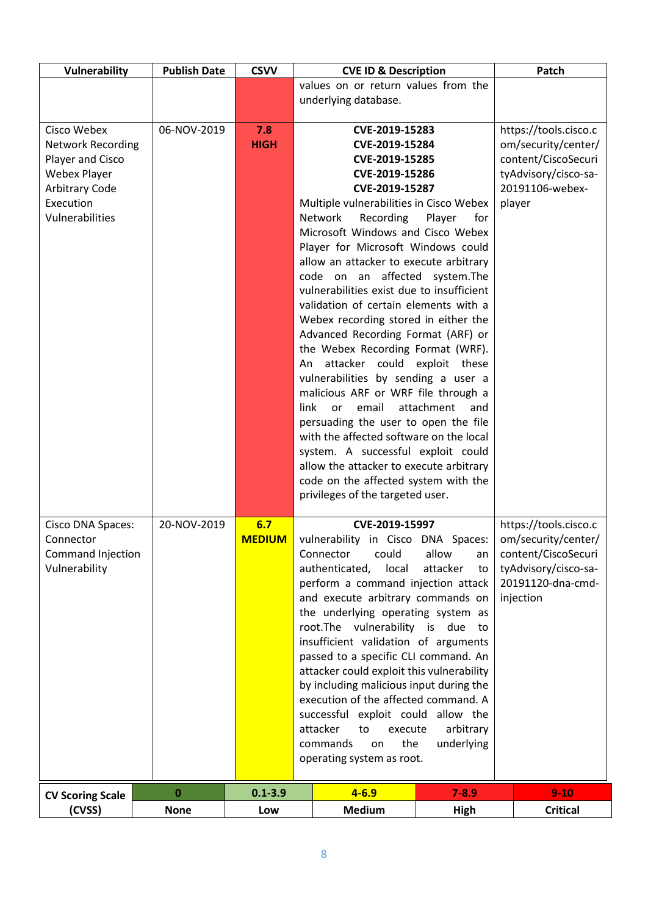| Vulnerability | Publish Date | CSVV | CVE ID & Description | Patch |
|---|---|---|---|---|
| | | | values on or return values from the underlying database. | |
| Cisco Webex Network Recording Player and Cisco Webex Player Arbitrary Code Execution Vulnerabilities | 06-NOV-2019 | **7.8 HIGH** | **CVE-2019-15283 CVE-2019-15284 CVE-2019-15285 CVE-2019-15286 CVE-2019-15287** Multiple vulnerabilities in Cisco Webex Network Recording Player for Microsoft Windows and Cisco Webex Player for Microsoft Windows could allow an attacker to execute arbitrary code on an affected system.The vulnerabilities exist due to insufficient validation of certain elements with a Webex recording stored in either the Advanced Recording Format (ARF) or the Webex Recording Format (WRF). An attacker could exploit these vulnerabilities by sending a user a malicious ARF or WRF file through a link or email attachment and persuading the user to open the file with the affected software on the local system. A successful exploit could allow the attacker to execute arbitrary code on the affected system with the privileges of the targeted user. | https://tools.cisco.com/security/center/content/CiscoSecurityAdvisory/cisco-sa-20191106-webex-player |
| Cisco DNA Spaces: Connector Command Injection Vulnerability | 20-NOV-2019 | **6.7 MEDIUM** | **CVE-2019-15997** vulnerability in Cisco DNA Spaces: Connector could allow an authenticated, local attacker to perform a command injection attack and execute arbitrary commands on the underlying operating system as root.The vulnerability is due to insufficient validation of arguments passed to a specific CLI command. An attacker could exploit this vulnerability by including malicious input during the execution of the affected command. A successful exploit could allow the attacker to execute arbitrary commands on the underlying operating system as root. | https://tools.cisco.com/security/center/content/CiscoSecurityAdvisory/cisco-sa-20191120-dna-cmd-injection |

| CV Scoring Scale (CVSS) | 0 | 0.1-3.9 | 4-6.9 | 7-8.9 | 9-10 |
|---|---|---|---|---|---|
| | None | Low | Medium | High | Critical |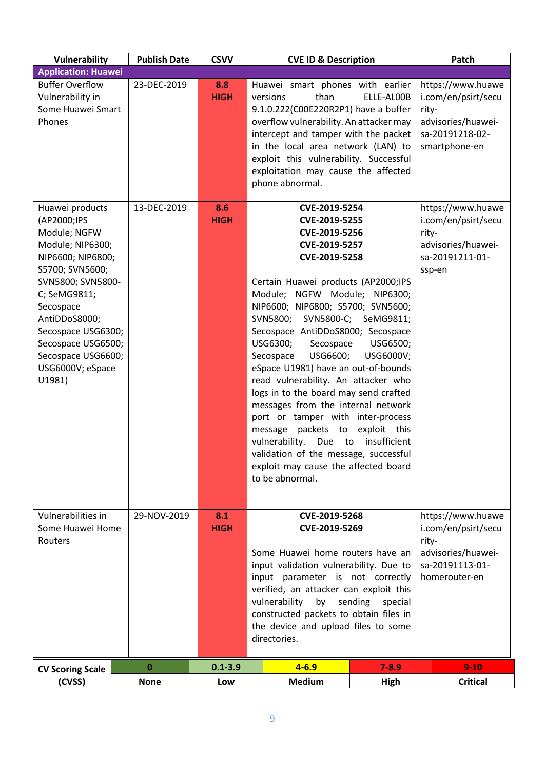| Vulnerability | Publish Date | CSVV | CVE ID & Description | Patch |
|---|---|---|---|---|
| **Application: Huawei** | | | | |
| Buffer Overflow Vulnerability in Some Huawei Smart Phones | 23-DEC-2019 | **8.8 HIGH** | Huawei smart phones with earlier versions than ELLE-AL00B 9.1.0.222(C00E220R2P1) have a buffer overflow vulnerability. An attacker may intercept and tamper with the packet in the local area network (LAN) to exploit this vulnerability. Successful exploitation may cause the affected phone abnormal. | https://www.huawei.com/en/psirt/security-advisories/huawei-sa-20191218-02-smartphone-en |
| Huawei products (AP2000;IPS Module; NGFW Module; NIP6300; NIP6600; NIP6800; S5700; SVN5600; SVN5800; SVN5800-C; SeMG9811; Secospace AntiDDoS8000; Secospace USG6300; Secospace USG6500; Secospace USG6600; USG6000V; eSpace U1981) | 13-DEC-2019 | **8.6 HIGH** | **CVE-2019-5254** **CVE-2019-5255** **CVE-2019-5256** **CVE-2019-5257** **CVE-2019-5258** Certain Huawei products (AP2000;IPS Module; NGFW Module; NIP6300; NIP6600; NIP6800; S5700; SVN5600; SVN5800; SVN5800-C; SeMG9811; Secospace AntiDDoS8000; Secospace USG6300; Secospace USG6500; Secospace USG6600; USG6000V; eSpace U1981) have an out-of-bounds read vulnerability. An attacker who logs in to the board may send crafted messages from the internal network port or tamper with inter-process message packets to exploit this vulnerability. Due to insufficient validation of the message, successful exploit may cause the affected board to be abnormal. | https://www.huawei.com/en/psirt/security-advisories/huawei-sa-20191211-01-ssp-en |
| Vulnerabilities in Some Huawei Home Routers | 29-NOV-2019 | **8.1 HIGH** | **CVE-2019-5268** **CVE-2019-5269** Some Huawei home routers have an input validation vulnerability. Due to input parameter is not correctly verified, an attacker can exploit this vulnerability by sending special constructed packets to obtain files in the device and upload files to some directories. | https://www.huawei.com/en/psirt/security-advisories/huawei-sa-20191113-01-homerouter-en |

| CV Scoring Scale (CVSS) | 0 | 0.1-3.9 | 4-6.9 | 7-8.9 | 9-10 |
|---|---|---|---|---|---|
| | None | Low | Medium | High | Critical |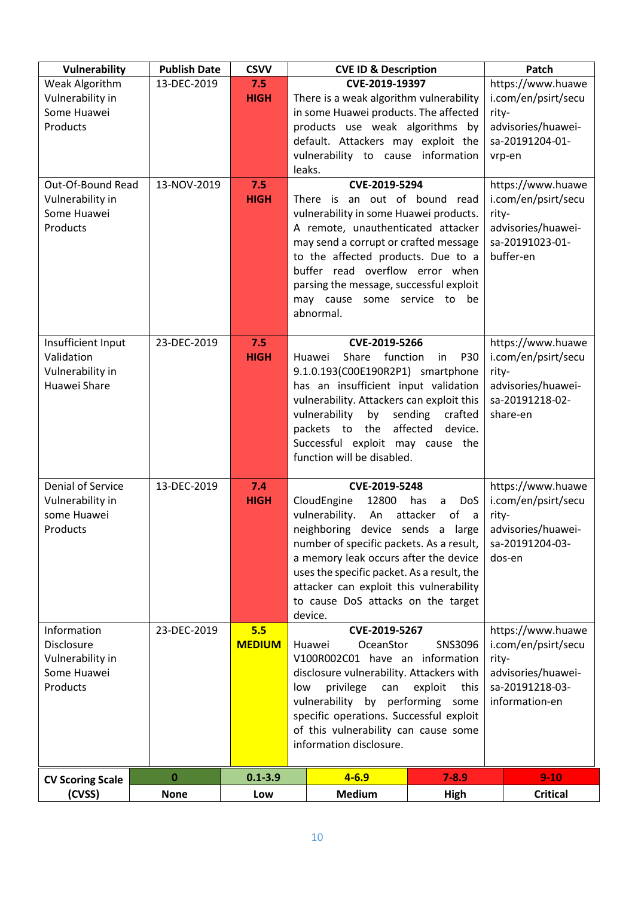| Vulnerability | Publish Date | CSVV | CVE ID & Description | Patch |
|---|---|---|---|---|
| Weak Algorithm Vulnerability in Some Huawei Products | 13-DEC-2019 | **7.5 HIGH** | **CVE-2019-19397** There is a weak algorithm vulnerability in some Huawei products. The affected products use weak algorithms by default. Attackers may exploit the vulnerability to cause information leaks. | https://www.huawei.com/en/psirt/security-advisories/huawei-sa-20191204-01-vrp-en |
| Out-Of-Bound Read Vulnerability in Some Huawei Products | 13-NOV-2019 | **7.5 HIGH** | **CVE-2019-5294** There is an out of bound read vulnerability in some Huawei products. A remote, unauthenticated attacker may send a corrupt or crafted message to the affected products. Due to a buffer read overflow error when parsing the message, successful exploit may cause some service to be abnormal. | https://www.huawei.com/en/psirt/security-advisories/huawei-sa-20191023-01-buffer-en |
| Insufficient Input Validation Vulnerability in Huawei Share | 23-DEC-2019 | **7.5 HIGH** | **CVE-2019-5266** Huawei Share function in P30 9.1.0.193(C00E190R2P1) smartphone has an insufficient input validation vulnerability. Attackers can exploit this vulnerability by sending crafted packets to the affected device. Successful exploit may cause the function will be disabled. | https://www.huawei.com/en/psirt/security-advisories/huawei-sa-20191218-02-share-en |
| Denial of Service Vulnerability in some Huawei Products | 13-DEC-2019 | **7.4 HIGH** | **CVE-2019-5248** CloudEngine 12800 has a DoS vulnerability. An attacker of a neighboring device sends a large number of specific packets. As a result, a memory leak occurs after the device uses the specific packet. As a result, the attacker can exploit this vulnerability to cause DoS attacks on the target device. | https://www.huawei.com/en/psirt/security-advisories/huawei-sa-20191204-03-dos-en |
| Information Disclosure Vulnerability in Some Huawei Products | 23-DEC-2019 | **5.5 MEDIUM** | **CVE-2019-5267** Huawei OceanStor SNS3096 V100R002C01 have an information disclosure vulnerability. Attackers with low privilege can exploit this vulnerability by performing some specific operations. Successful exploit of this vulnerability can cause some information disclosure. | https://www.huawei.com/en/psirt/security-advisories/huawei-sa-20191218-03-information-en |

| CV Scoring Scale (CVSS) | 0 | 0.1-3.9 | 4-6.9 | 7-8.9 | 9-10 |
|---|---|---|---|---|---|
| | **None** | **Low** | **Medium** | **High** | **Critical** |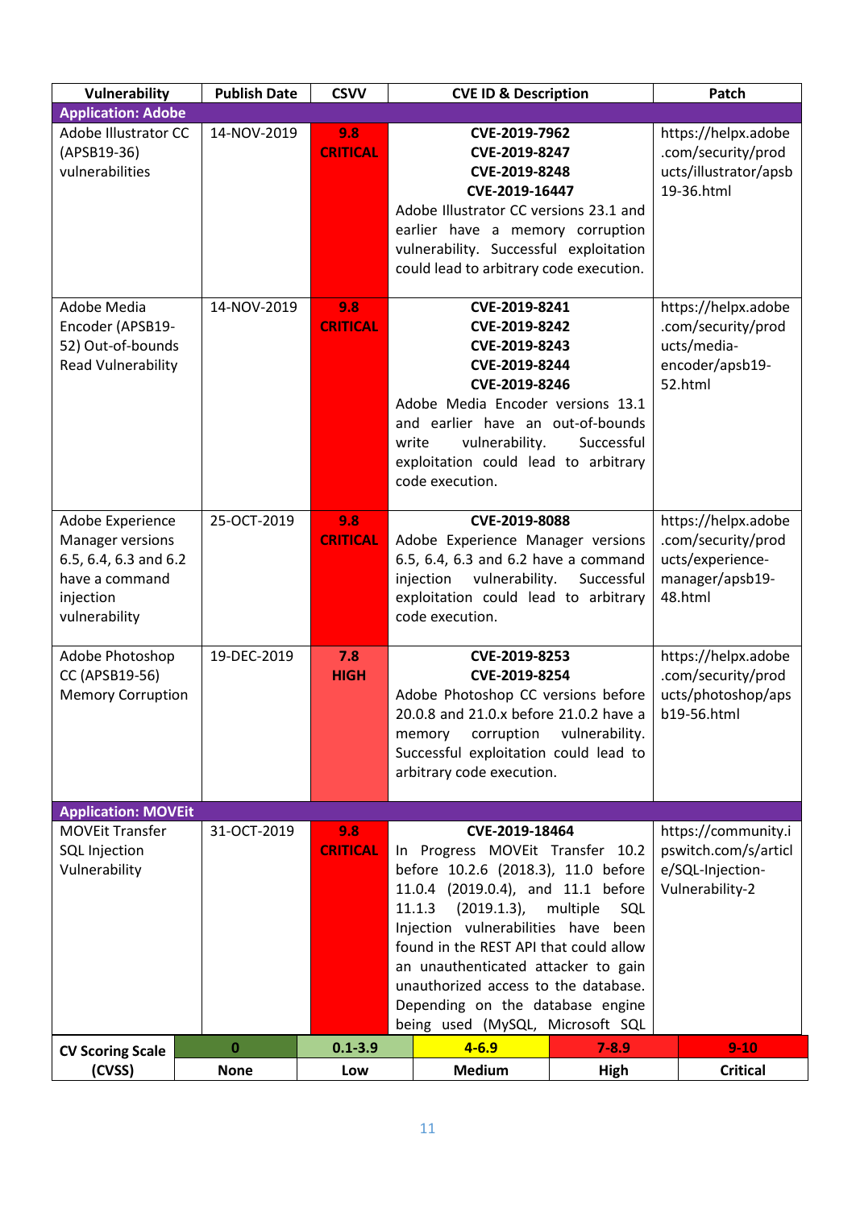| Vulnerability | Publish Date | CSVV | CVE ID & Description | Patch |
|---|---|---|---|---|
| **Application: Adobe** | | | | |
| Adobe Illustrator CC (APSB19-36) vulnerabilities | 14-NOV-2019 | **9.8 CRITICAL** | **CVE-2019-7962** **CVE-2019-8247** **CVE-2019-8248** **CVE-2019-16447** Adobe Illustrator CC versions 23.1 and earlier have a memory corruption vulnerability. Successful exploitation could lead to arbitrary code execution. | https://helpx.adobe.com/security/products/illustrator/apsb19-36.html |
| Adobe Media Encoder (APSB19-52) Out-of-bounds Read Vulnerability | 14-NOV-2019 | **9.8 CRITICAL** | **CVE-2019-8241** **CVE-2019-8242** **CVE-2019-8243** **CVE-2019-8244** **CVE-2019-8246** Adobe Media Encoder versions 13.1 and earlier have an out-of-bounds write vulnerability. Successful exploitation could lead to arbitrary code execution. | https://helpx.adobe.com/security/products/media-encoder/apsb19-52.html |
| Adobe Experience Manager versions 6.5, 6.4, 6.3 and 6.2 have a command injection vulnerability | 25-OCT-2019 | **9.8 CRITICAL** | **CVE-2019-8088** Adobe Experience Manager versions 6.5, 6.4, 6.3 and 6.2 have a command injection vulnerability. Successful exploitation could lead to arbitrary code execution. | https://helpx.adobe.com/security/products/experience-manager/apsb19-48.html |
| Adobe Photoshop CC (APSB19-56) Memory Corruption | 19-DEC-2019 | **7.8 HIGH** | **CVE-2019-8253** **CVE-2019-8254** Adobe Photoshop CC versions before 20.0.8 and 21.0.x before 21.0.2 have a memory corruption vulnerability. Successful exploitation could lead to arbitrary code execution. | https://helpx.adobe.com/security/products/photoshop/apsb19-56.html |
| **Application: MOVEit** | | | | |
| MOVEit Transfer SQL Injection Vulnerability | 31-OCT-2019 | **9.8 CRITICAL** | **CVE-2019-18464** In Progress MOVEit Transfer 10.2 before 10.2.6 (2018.3), 11.0 before 11.0.4 (2019.0.4), and 11.1 before 11.1.3 (2019.1.3), multiple SQL Injection vulnerabilities have been found in the REST API that could allow an unauthenticated attacker to gain unauthorized access to the database. Depending on the database engine being used (MySQL, Microsoft SQL | https://community.ipswitch.com/s/article/SQL-Injection-Vulnerability-2 |

| CV Scoring Scale (CVSS) | 0 | 0.1-3.9 | 4-6.9 | 7-8.9 | 9-10 |
|---|---|---|---|---|---|
| | None | Low | Medium | High | Critical |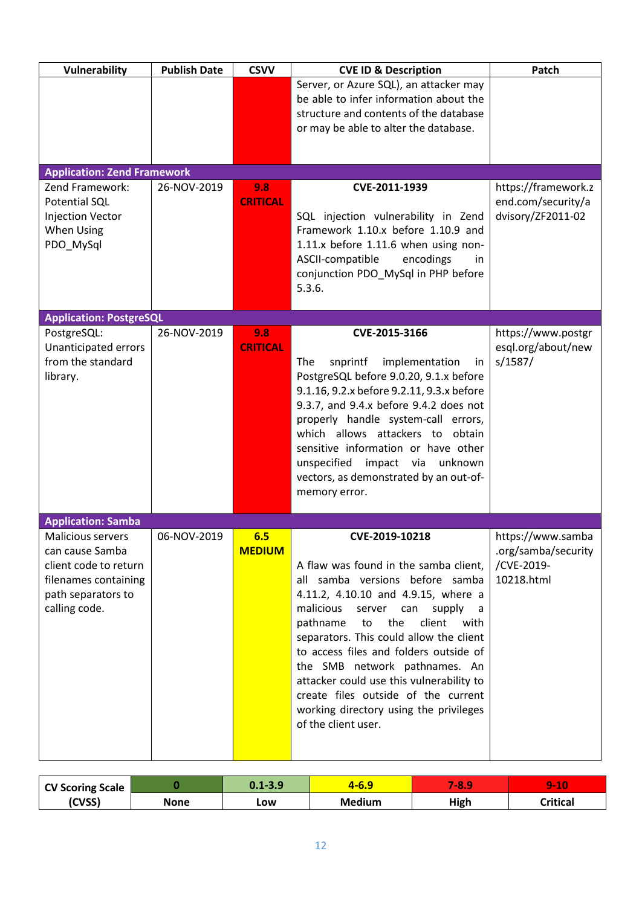| Vulnerability | Publish Date | CSVV | CVE ID & Description | Patch |
|---|---|---|---|---|
| | | | Server, or Azure SQL), an attacker may be able to infer information about the structure and contents of the database or may be able to alter the database. | |
| **Application: Zend Framework** | | | | |
| Zend Framework: Potential SQL Injection Vector When Using PDO_MySql | 26-NOV-2019 | **9.8 CRITICAL** | **CVE-2011-1939**<br><br>SQL injection vulnerability in Zend Framework 1.10.x before 1.10.9 and 1.11.x before 1.11.6 when using non-ASCII-compatible encodings in conjunction PDO_MySql in PHP before 5.3.6. | https://framework.zend.com/security/advisory/ZF2011-02 |
| **Application: PostgreSQL** | | | | |
| PostgreSQL: Unanticipated errors from the standard library. | 26-NOV-2019 | **9.8 CRITICAL** | **CVE-2015-3166**<br><br>The snprintf implementation in PostgreSQL before 9.0.20, 9.1.x before 9.1.16, 9.2.x before 9.2.11, 9.3.x before 9.3.7, and 9.4.x before 9.4.2 does not properly handle system-call errors, which allows attackers to obtain sensitive information or have other unspecified impact via unknown vectors, as demonstrated by an out-of-memory error. | https://www.postgresql.org/about/news/1587/ |
| **Application: Samba** | | | | |
| Malicious servers can cause Samba client code to return filenames containing path separators to calling code. | 06-NOV-2019 | **6.5 MEDIUM** | **CVE-2019-10218**<br><br>A flaw was found in the samba client, all samba versions before samba 4.11.2, 4.10.10 and 4.9.15, where a malicious server can supply a pathname to the client with separators. This could allow the client to access files and folders outside of the SMB network pathnames. An attacker could use this vulnerability to create files outside of the current working directory using the privileges of the client user. | https://www.samba.org/samba/security/CVE-2019-10218.html |

| CV Scoring Scale (CVSS) | 0 | 0.1-3.9 | 4-6.9 | 7-8.9 | 9-10 |
|---|---|---|---|---|---|
| | None | Low | Medium | High | Critical |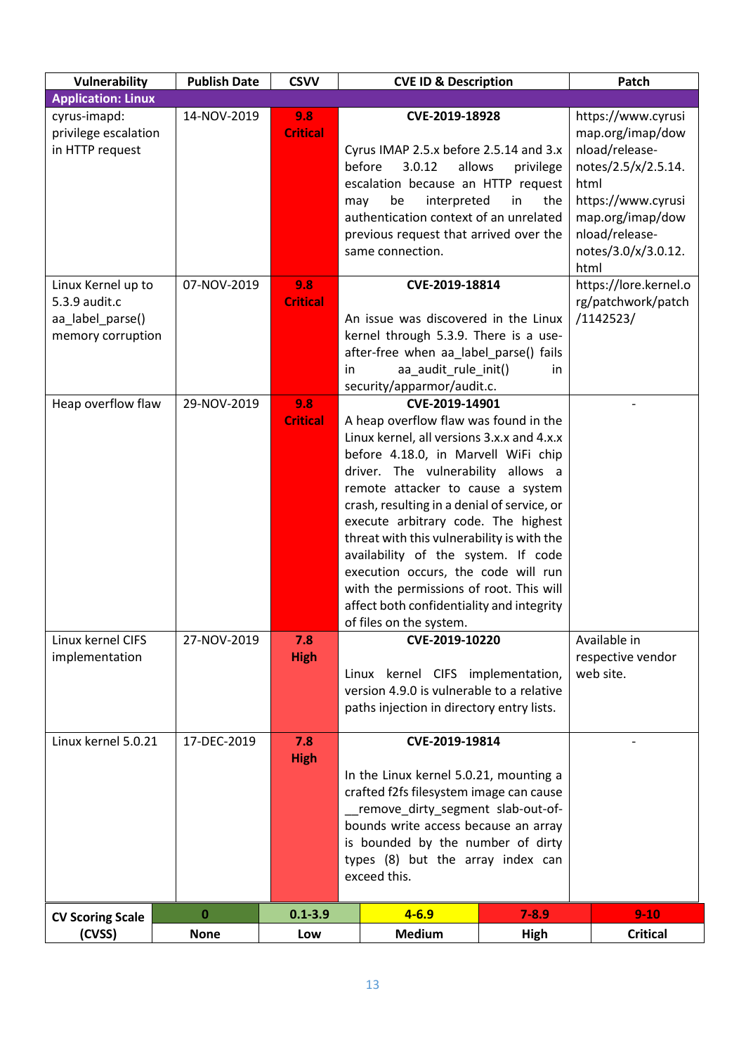| Vulnerability | Publish Date | CSVV | CVE ID & Description | Patch |
|---|---|---|---|---|
| **Application: Linux** | | | | |
| cyrus-imapd: privilege escalation in HTTP request | 14-NOV-2019 | **9.8 Critical** | **CVE-2019-18928** Cyrus IMAP 2.5.x before 2.5.14 and 3.x before 3.0.12 allows privilege escalation because an HTTP request may be interpreted in the authentication context of an unrelated previous request that arrived over the same connection. | https://www.cyrusimap.org/imap/download/release-notes/2.5/x/2.5.14.html https://www.cyrusimap.org/imap/download/release-notes/3.0/x/3.0.12.html |
| Linux Kernel up to 5.3.9 audit.c aa_label_parse() memory corruption | 07-NOV-2019 | **9.8 Critical** | **CVE-2019-18814** An issue was discovered in the Linux kernel through 5.3.9. There is a use-after-free when aa_label_parse() fails in aa_audit_rule_init() in security/apparmor/audit.c. | https://lore.kernel.org/patchwork/patch/1142523/ |
| Heap overflow flaw | 29-NOV-2019 | **9.8 Critical** | **CVE-2019-14901** A heap overflow flaw was found in the Linux kernel, all versions 3.x.x and 4.x.x before 4.18.0, in Marvell WiFi chip driver. The vulnerability allows a remote attacker to cause a system crash, resulting in a denial of service, or execute arbitrary code. The highest threat with this vulnerability is with the availability of the system. If code execution occurs, the code will run with the permissions of root. This will affect both confidentiality and integrity of files on the system. | - |
| Linux kernel CIFS implementation | 27-NOV-2019 | **7.8 High** | **CVE-2019-10220** Linux kernel CIFS implementation, version 4.9.0 is vulnerable to a relative paths injection in directory entry lists. | Available in respective vendor web site. |
| Linux kernel 5.0.21 | 17-DEC-2019 | **7.8 High** | **CVE-2019-19814** In the Linux kernel 5.0.21, mounting a crafted f2fs filesystem image can cause __remove_dirty_segment slab-out-of-bounds write access because an array is bounded by the number of dirty types (8) but the array index can exceed this. | - |

| CV Scoring Scale (CVSS) | 0 | 0.1-3.9 | 4-6.9 | 7-8.9 | 9-10 |
|---|---|---|---|---|---|
| | None | Low | Medium | High | Critical |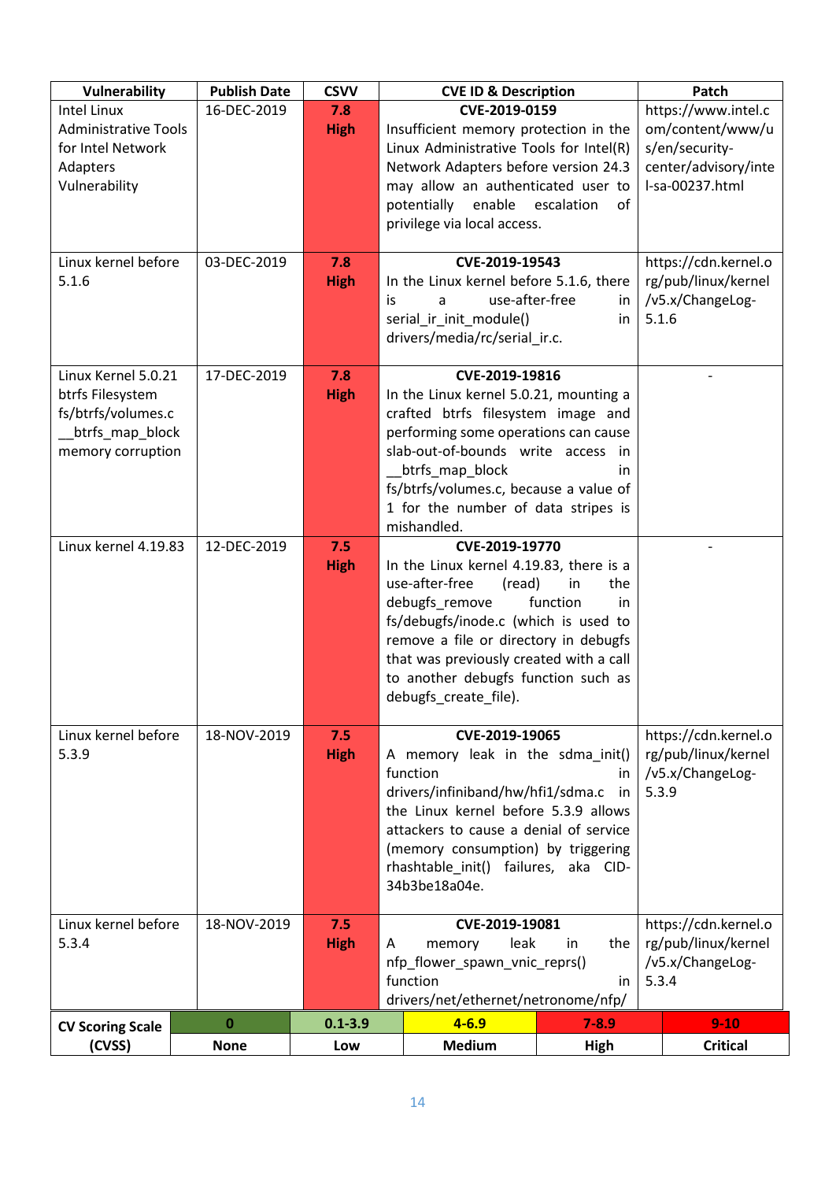| Vulnerability | Publish Date | CSVV | CVE ID & Description | Patch |
|---|---|---|---|---|
| Intel Linux Administrative Tools for Intel Network Adapters Vulnerability | 16-DEC-2019 | **7.8 High** | **CVE-2019-0159** Insufficient memory protection in the Linux Administrative Tools for Intel(R) Network Adapters before version 24.3 may allow an authenticated user to potentially enable escalation of privilege via local access. | https://www.intel.com/content/www/us/en/security-center/advisory/intel-sa-00237.html |
| Linux kernel before 5.1.6 | 03-DEC-2019 | **7.8 High** | **CVE-2019-19543** In the Linux kernel before 5.1.6, there is a use-after-free in serial_ir_init_module() in drivers/media/rc/serial_ir.c. | https://cdn.kernel.org/pub/linux/kernel/v5.x/ChangeLog-5.1.6 |
| Linux Kernel 5.0.21 btrfs Filesystem fs/btrfs/volumes.c __btrfs_map_block memory corruption | 17-DEC-2019 | **7.8 High** | **CVE-2019-19816** In the Linux kernel 5.0.21, mounting a crafted btrfs filesystem image and performing some operations can cause slab-out-of-bounds write access in __btrfs_map_block in fs/btrfs/volumes.c, because a value of 1 for the number of data stripes is mishandled. | - |
| Linux kernel 4.19.83 | 12-DEC-2019 | **7.5 High** | **CVE-2019-19770** In the Linux kernel 4.19.83, there is a use-after-free (read) in the debugfs_remove function in fs/debugfs/inode.c (which is used to remove a file or directory in debugfs that was previously created with a call to another debugfs function such as debugfs_create_file). | - |
| Linux kernel before 5.3.9 | 18-NOV-2019 | **7.5 High** | **CVE-2019-19065** A memory leak in the sdma_init() function in drivers/infiniband/hw/hfi1/sdma.c in the Linux kernel before 5.3.9 allows attackers to cause a denial of service (memory consumption) by triggering rhashtable_init() failures, aka CID-34b3be18a04e. | https://cdn.kernel.org/pub/linux/kernel/v5.x/ChangeLog-5.3.9 |
| Linux kernel before 5.3.4 | 18-NOV-2019 | **7.5 High** | **CVE-2019-19081** A memory leak in the nfp_flower_spawn_vnic_reprs() function in drivers/net/ethernet/netronome/nfp/ | https://cdn.kernel.org/pub/linux/kernel/v5.x/ChangeLog-5.3.4 |

| **CV Scoring Scale (CVSS)** | **0** | **0.1-3.9** | **4-6.9** | **7-8.9** | **9-10** |
|---|---|---|---|---|---|
| | **None** | **Low** | **Medium** | **High** | **Critical** |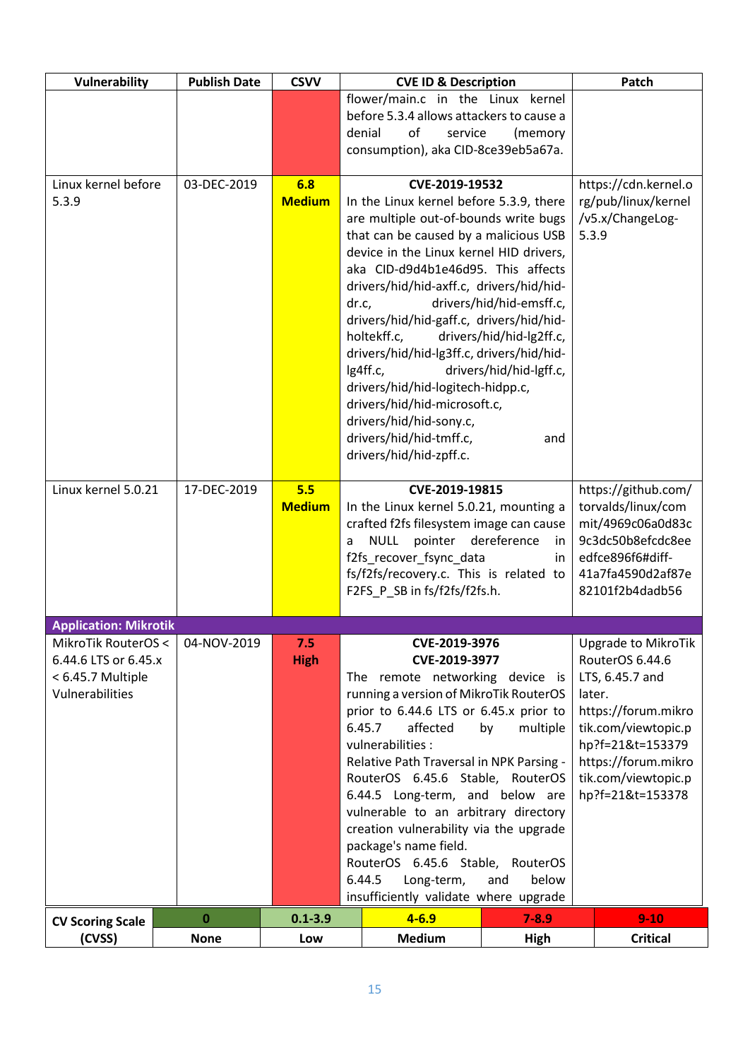| Vulnerability | Publish Date | CSVV | CVE ID & Description | Patch |
|---|---|---|---|---|
| | | | flower/main.c in the Linux kernel before 5.3.4 allows attackers to cause a denial of service (memory consumption), aka CID-8ce39eb5a67a. | |
| Linux kernel before 5.3.9 | 03-DEC-2019 | **6.8 Medium** | **CVE-2019-19532** In the Linux kernel before 5.3.9, there are multiple out-of-bounds write bugs that can be caused by a malicious USB device in the Linux kernel HID drivers, aka CID-d9d4b1e46d95. This affects drivers/hid/hid-axff.c, drivers/hid/hid-dr.c, drivers/hid/hid-emsff.c, drivers/hid/hid-gaff.c, drivers/hid/hid-holtekff.c, drivers/hid/hid-lg2ff.c, drivers/hid/hid-lg3ff.c, drivers/hid/hid-lg4ff.c, drivers/hid/hid-lgff.c, drivers/hid/hid-logitech-hidpp.c, drivers/hid/hid-microsoft.c, drivers/hid/hid-sony.c, drivers/hid/hid-tmff.c, and drivers/hid/hid-zpff.c. | https://cdn.kernel.org/pub/linux/kernel/v5.x/ChangeLog-5.3.9 |
| Linux kernel 5.0.21 | 17-DEC-2019 | **5.5 Medium** | **CVE-2019-19815** In the Linux kernel 5.0.21, mounting a crafted f2fs filesystem image can cause a NULL pointer dereference in f2fs_recover_fsync_data in fs/f2fs/recovery.c. This is related to F2FS_P_SB in fs/f2fs/f2fs.h. | https://github.com/torvalds/linux/commit/4969c06a0d83c9c3dc50b8efcdc8eedfce896f6#diff-41a7fa4590d2af87e82101f2b4dadb56 |
| **Application: Mikrotik** | | | | |
| MikroTik RouterOS < 6.44.6 LTS or 6.45.x < 6.45.7 Multiple Vulnerabilities | 04-NOV-2019 | **7.5 High** | **CVE-2019-3976** **CVE-2019-3977** The remote networking device is running a version of MikroTik RouterOS prior to 6.44.6 LTS or 6.45.x prior to 6.45.7 affected by multiple vulnerabilities : Relative Path Traversal in NPK Parsing - RouterOS 6.45.6 Stable, RouterOS 6.44.5 Long-term, and below are vulnerable to an arbitrary directory creation vulnerability via the upgrade package's name field. RouterOS 6.45.6 Stable, RouterOS 6.44.5 Long-term, and below insufficiently validate where upgrade | Upgrade to MikroTik RouterOS 6.44.6 LTS, 6.45.7 and later. https://forum.mikrotik.com/viewtopic.php?f=21&t=153379 https://forum.mikrotik.com/viewtopic.php?f=21&t=153378 |

| CV Scoring Scale (CVSS) | 0 | 0.1-3.9 | 4-6.9 | 7-8.9 | 9-10 |
|---|---|---|---|---|---|
| | None | Low | Medium | High | Critical |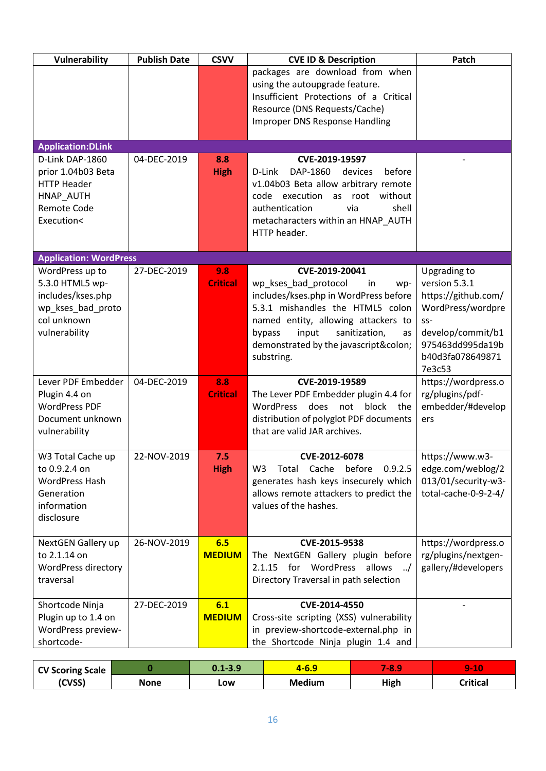| Vulnerability | Publish Date | CSVV | CVE ID & Description | Patch |
|---|---|---|---|---|
| | | | packages are download from when using the autoupgrade feature. Insufficient Protections of a Critical Resource (DNS Requests/Cache) Improper DNS Response Handling | |
| **Application:DLink** | | | | |
| D-Link DAP-1860 prior 1.04b03 Beta HTTP Header HNAP_AUTH Remote Code Execution< | 04-DEC-2019 | **8.8 High** | **CVE-2019-19597** D-Link DAP-1860 devices before v1.04b03 Beta allow arbitrary remote code execution as root without authentication via shell metacharacters within an HNAP_AUTH HTTP header. | - |
| **Application: WordPress** | | | | |
| WordPress up to 5.3.0 HTML5 wp-includes/kses.php wp_kses_bad_protocol unknown vulnerability | 27-DEC-2019 | **9.8 Critical** | **CVE-2019-20041** wp_kses_bad_protocol in wp-includes/kses.php in WordPress before 5.3.1 mishandles the HTML5 colon named entity, allowing attackers to bypass input sanitization, as demonstrated by the javascript&colon; substring. | Upgrading to version 5.3.1 https://github.com/WordPress/wordpress-develop/commit/b1975463dd995da19bb40d3fa078649871 7e3c53 |
| Lever PDF Embedder Plugin 4.4 on WordPress PDF Document unknown vulnerability | 04-DEC-2019 | **8.8 Critical** | **CVE-2019-19589** The Lever PDF Embedder plugin 4.4 for WordPress does not block the distribution of polyglot PDF documents that are valid JAR archives. | https://wordpress.org/plugins/pdf-embedder/#developers |
| W3 Total Cache up to 0.9.2.4 on WordPress Hash Generation information disclosure | 22-NOV-2019 | **7.5 High** | **CVE-2012-6078** W3 Total Cache before 0.9.2.5 generates hash keys insecurely which allows remote attackers to predict the values of the hashes. | https://www.w3-edge.com/weblog/2013/01/security-w3-total-cache-0-9-2-4/ |
| NextGEN Gallery up to 2.1.14 on WordPress directory traversal | 26-NOV-2019 | **6.5 MEDIUM** | **CVE-2015-9538** The NextGEN Gallery plugin before 2.1.15 for WordPress allows ../ Directory Traversal in path selection | https://wordpress.org/plugins/nextgen-gallery/#developers |
| Shortcode Ninja Plugin up to 1.4 on WordPress preview-shortcode- | 27-DEC-2019 | **6.1 MEDIUM** | **CVE-2014-4550** Cross-site scripting (XSS) vulnerability in preview-shortcode-external.php in the Shortcode Ninja plugin 1.4 and | - |

| CV Scoring Scale (CVSS) | 0 | 0.1-3.9 | 4-6.9 | 7-8.9 | 9-10 |
|---|---|---|---|---|---|
| | None | Low | Medium | High | Critical |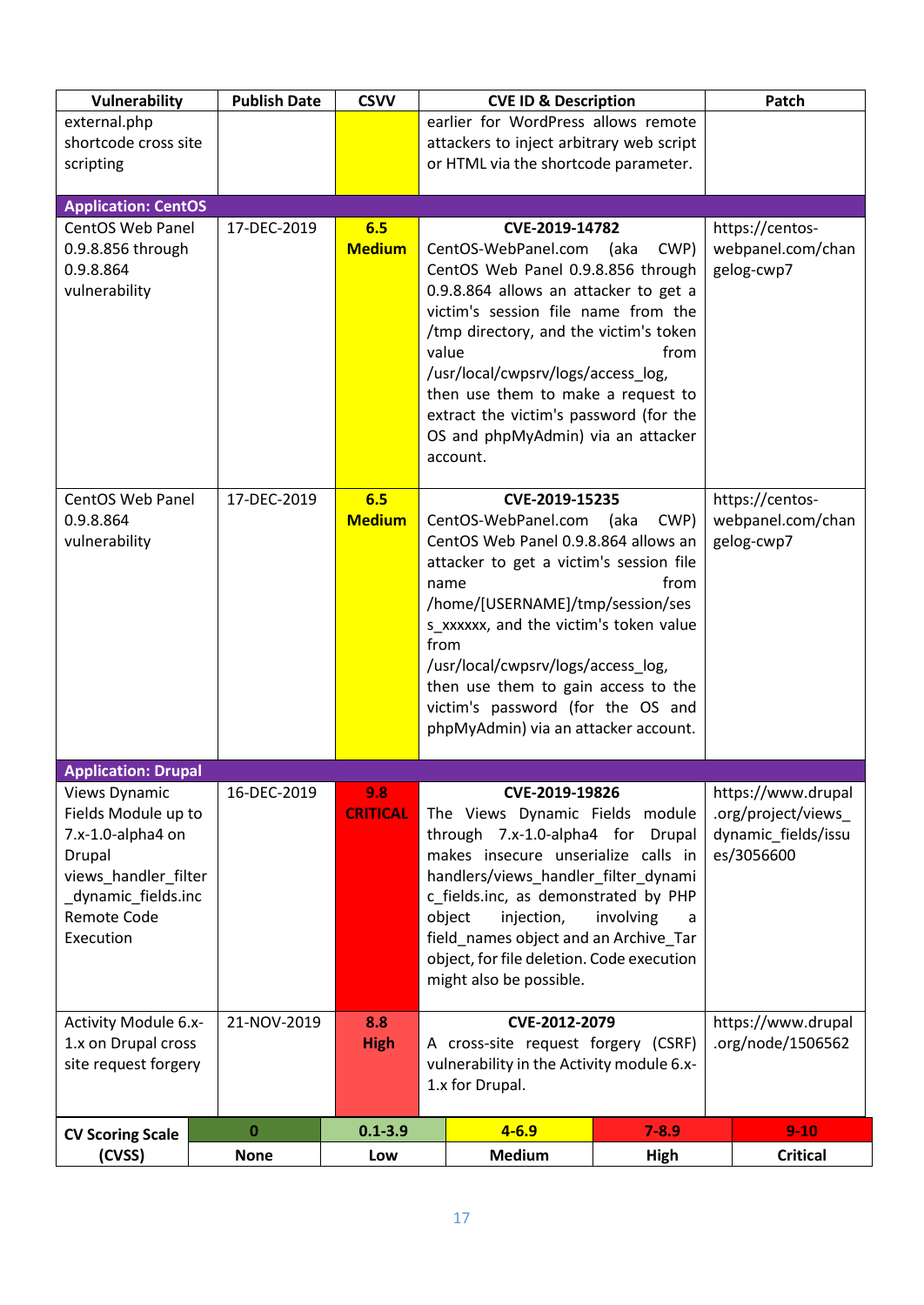| Vulnerability | Publish Date | CSVV | CVE ID & Description | Patch |
|---|---|---|---|---|
| external.php shortcode cross site scripting | | | earlier for WordPress allows remote attackers to inject arbitrary web script or HTML via the shortcode parameter. | |
| **Application: CentOS** | | | | |
| CentOS Web Panel 0.9.8.856 through 0.9.8.864 vulnerability | 17-DEC-2019 | **6.5 Medium** | **CVE-2019-14782** CentOS-WebPanel.com (aka CWP) CentOS Web Panel 0.9.8.856 through 0.9.8.864 allows an attacker to get a victim's session file name from the /tmp directory, and the victim's token value from /usr/local/cwpsrv/logs/access_log, then use them to make a request to extract the victim's password (for the OS and phpMyAdmin) via an attacker account. | https://centos-webpanel.com/changelog-cwp7 |
| CentOS Web Panel 0.9.8.864 vulnerability | 17-DEC-2019 | **6.5 Medium** | **CVE-2019-15235** CentOS-WebPanel.com (aka CWP) CentOS Web Panel 0.9.8.864 allows an attacker to get a victim's session file name from /home/[USERNAME]/tmp/session/sess_xxxxxx, and the victim's token value from /usr/local/cwpsrv/logs/access_log, then use them to gain access to the victim's password (for the OS and phpMyAdmin) via an attacker account. | https://centos-webpanel.com/changelog-cwp7 |
| **Application: Drupal** | | | | |
| Views Dynamic Fields Module up to 7.x-1.0-alpha4 on Drupal views_handler_filter_dynamic_fields.inc Remote Code Execution | 16-DEC-2019 | **9.8 CRITICAL** | **CVE-2019-19826** The Views Dynamic Fields module through 7.x-1.0-alpha4 for Drupal makes insecure unserialize calls in handlers/views_handler_filter_dynamic_fields.inc, as demonstrated by PHP object injection, involving a field_names object and an Archive_Tar object, for file deletion. Code execution might also be possible. | https://www.drupal.org/project/views_dynamic_fields/issues/3056600 |
| Activity Module 6.x-1.x on Drupal cross site request forgery | 21-NOV-2019 | **8.8 High** | **CVE-2012-2079** A cross-site request forgery (CSRF) vulnerability in the Activity module 6.x-1.x for Drupal. | https://www.drupal.org/node/1506562 |

| CV Scoring Scale (CVSS) | 0 | 0.1-3.9 | 4-6.9 | 7-8.9 | 9-10 |
|---|---|---|---|---|---|
| | None | Low | Medium | High | Critical |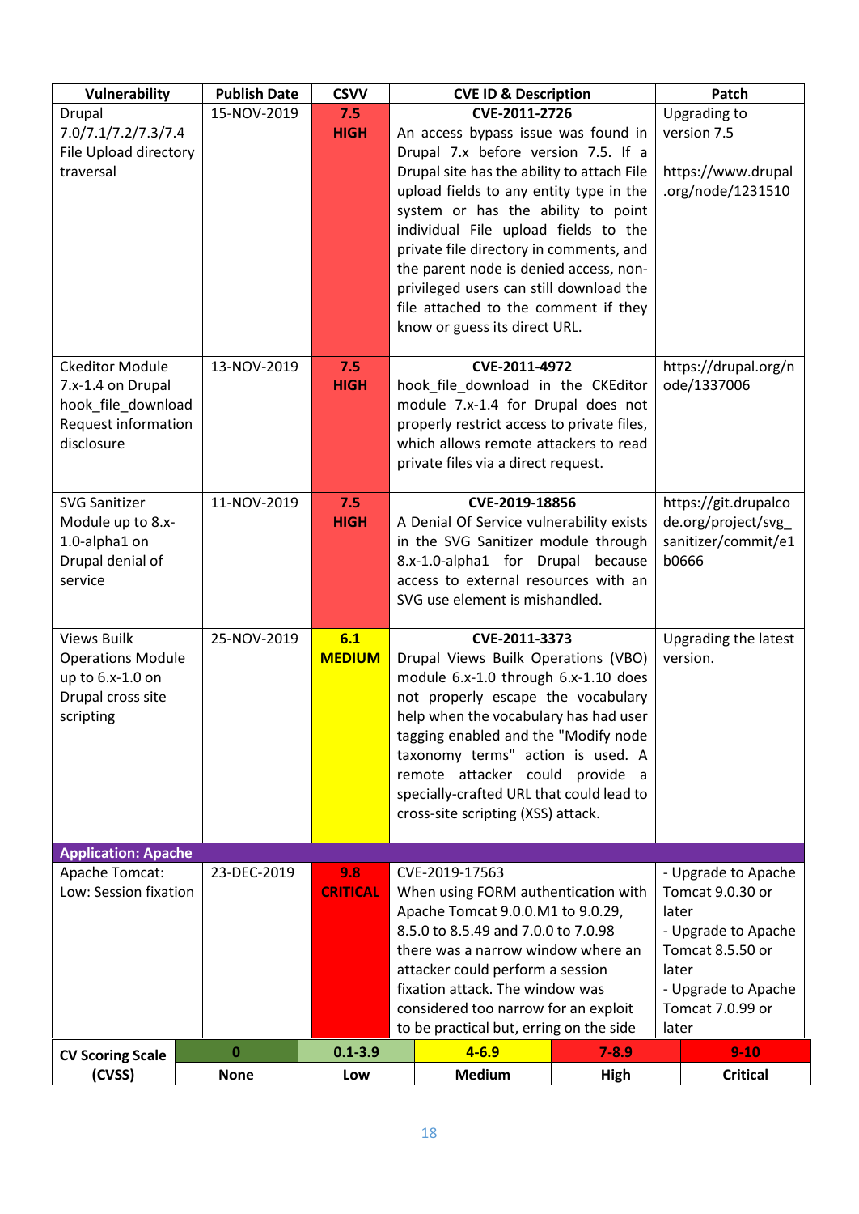| Vulnerability | Publish Date | CSVV | CVE ID & Description | Patch |
|---|---|---|---|---|
| Drupal 7.0/7.1/7.2/7.3/7.4 File Upload directory traversal | 15-NOV-2019 | **7.5 HIGH** | **CVE-2011-2726** An access bypass issue was found in Drupal 7.x before version 7.5. If a Drupal site has the ability to attach File upload fields to any entity type in the system or has the ability to point individual File upload fields to the private file directory in comments, and the parent node is denied access, non-privileged users can still download the file attached to the comment if they know or guess its direct URL. | Upgrading to version 7.5 https://www.drupal.org/node/1231510 |
| Ckeditor Module 7.x-1.4 on Drupal hook_file_download Request information disclosure | 13-NOV-2019 | **7.5 HIGH** | **CVE-2011-4972** hook_file_download in the CKEditor module 7.x-1.4 for Drupal does not properly restrict access to private files, which allows remote attackers to read private files via a direct request. | https://drupal.org/node/1337006 |
| SVG Sanitizer Module up to 8.x-1.0-alpha1 on Drupal denial of service | 11-NOV-2019 | **7.5 HIGH** | **CVE-2019-18856** A Denial Of Service vulnerability exists in the SVG Sanitizer module through 8.x-1.0-alpha1 for Drupal because access to external resources with an SVG use element is mishandled. | https://git.drupalcode.org/project/svg_sanitizer/commit/e1b0666 |
| Views Builk Operations Module up to 6.x-1.0 on Drupal cross site scripting | 25-NOV-2019 | **6.1 MEDIUM** | **CVE-2011-3373** Drupal Views Bulk Operations (VBO) module 6.x-1.0 through 6.x-1.10 does not properly escape the vocabulary help when the vocabulary has had user tagging enabled and the "Modify node taxonomy terms" action is used. A remote attacker could provide a specially-crafted URL that could lead to cross-site scripting (XSS) attack. | Upgrading the latest version. |
| **Application: Apache** | | | | |
| Apache Tomcat: Low: Session fixation | 23-DEC-2019 | **9.8 CRITICAL** | CVE-2019-17563 When using FORM authentication with Apache Tomcat 9.0.0.M1 to 9.0.29, 8.5.0 to 8.5.49 and 7.0.0 to 7.0.98 there was a narrow window where an attacker could perform a session fixation attack. The window was considered too narrow for an exploit to be practical but, erring on the side | - Upgrade to Apache Tomcat 9.0.30 or later - Upgrade to Apache Tomcat 8.5.50 or later - Upgrade to Apache Tomcat 7.0.99 or later |

| CV Scoring Scale (CVSS) | 0 | 0.1-3.9 | 4-6.9 | 7-8.9 | 9-10 |
|---|---|---|---|---|---|
| | None | Low | Medium | High | Critical |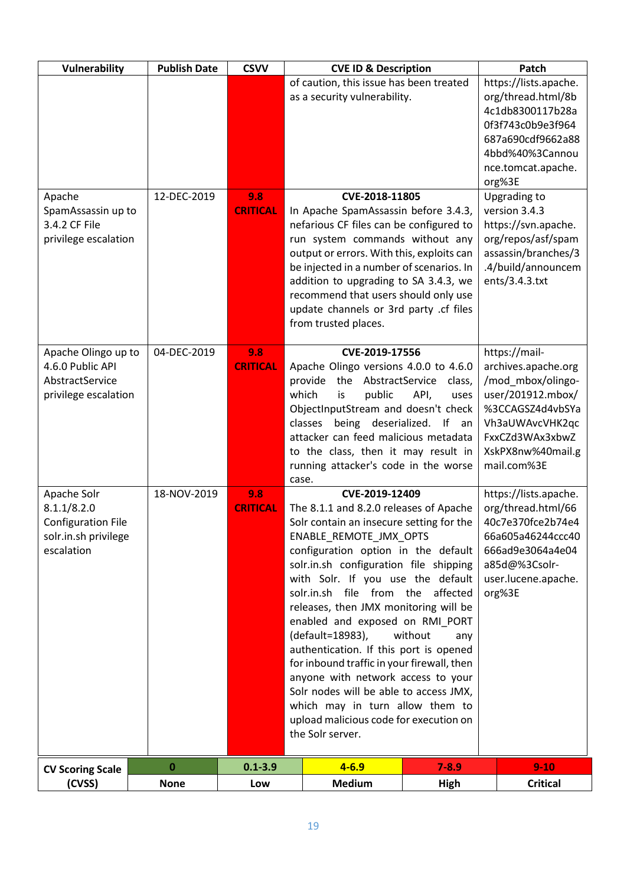| Vulnerability | Publish Date | CSVV | CVE ID & Description | Patch |
|---|---|---|---|---|
| | | | of caution, this issue has been treated as a security vulnerability. | https://lists.apache.org/thread.html/8b4c1db8300117b28a0f3f743c0b9e3f964687a690cdf9662a884bbd%40%3Cannounce.tomcat.apache.org%3E |
| Apache SpamAssassin up to 3.4.2 CF File privilege escalation | 12-DEC-2019 | **9.8 CRITICAL** | **CVE-2018-11805** In Apache SpamAssassin before 3.4.3, nefarious CF files can be configured to run system commands without any output or errors. With this, exploits can be injected in a number of scenarios. In addition to upgrading to SA 3.4.3, we recommend that users should only use update channels or 3rd party .cf files from trusted places. | Upgrading to version 3.4.3 https://svn.apache.org/repos/asf/spamassassin/branches/3.4/build/announcements/3.4.3.txt |
| Apache Olingo up to 4.6.0 Public API AbstractService privilege escalation | 04-DEC-2019 | **9.8 CRITICAL** | **CVE-2019-17556** Apache Olingo versions 4.0.0 to 4.6.0 provide the AbstractService class, which is public API, uses ObjectInputStream and doesn't check classes being deserialized. If an attacker can feed malicious metadata to the class, then it may result in running attacker's code in the worse case. | https://mail-archives.apache.org/mod_mbox/olingo-user/201912.mbox/%3CCAGSZ4d4vbSYaVh3aUWAvcVHK2qcFxxCZd3WAx3xbwZXskPX8nw%40mail.gmail.com%3E |
| Apache Solr 8.1.1/8.2.0 Configuration File solr.in.sh privilege escalation | 18-NOV-2019 | **9.8 CRITICAL** | **CVE-2019-12409** The 8.1.1 and 8.2.0 releases of Apache Solr contain an insecure setting for the ENABLE_REMOTE_JMX_OPTS configuration option in the default solr.in.sh configuration file shipping with Solr. If you use the default solr.in.sh file from the affected releases, then JMX monitoring will be enabled and exposed on RMI_PORT (default=18983), without any authentication. If this port is opened for inbound traffic in your firewall, then anyone with network access to your Solr nodes will be able to access JMX, which may in turn allow them to upload malicious code for execution on the Solr server. | https://lists.apache.org/thread.html/6640c7e370fce2b74e466a605a46244ccc40666ad9e3064a4e04a85d@%3Csolr-user.lucene.apache.org%3E |

| CV Scoring Scale (CVSS) | 0 | 0.1-3.9 | 4-6.9 | 7-8.9 | 9-10 |
|---|---|---|---|---|---|
| | None | Low | Medium | High | Critical |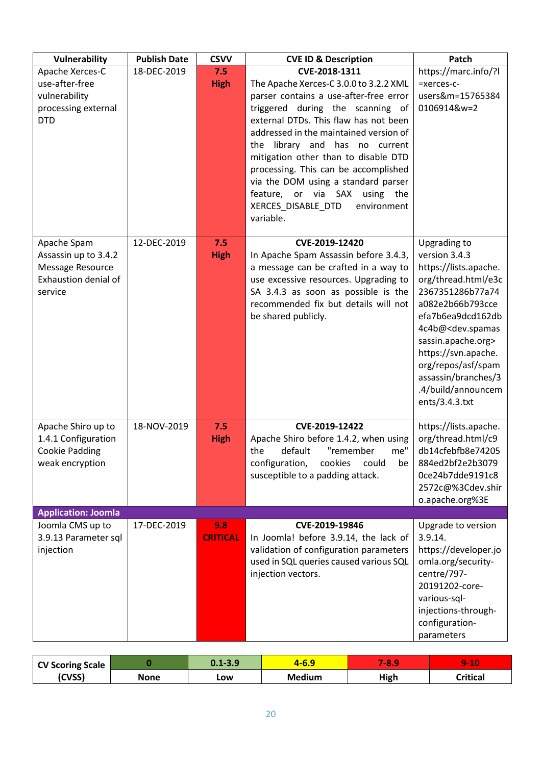| Vulnerability | Publish Date | CSVV | CVE ID & Description | Patch |
|---|---|---|---|---|
| Apache Xerces-C use-after-free vulnerability processing external DTD | 18-DEC-2019 | **7.5 High** | **CVE-2018-1311** The Apache Xerces-C 3.0.0 to 3.2.2 XML parser contains a use-after-free error triggered during the scanning of external DTDs. This flaw has not been addressed in the maintained version of the library and has no current mitigation other than to disable DTD processing. This can be accomplished via the DOM using a standard parser feature, or via SAX using the XERCES_DISABLE_DTD environment variable. | https://marc.info/?l=xerces-c-users&m=157653840106914&w=2 |
| Apache Spam Assassin up to 3.4.2 Message Resource Exhaustion denial of service | 12-DEC-2019 | **7.5 High** | **CVE-2019-12420** In Apache Spam Assassin before 3.4.3, a message can be crafted in a way to use excessive resources. Upgrading to SA 3.4.3 as soon as possible is the recommended fix but details will not be shared publicly. | Upgrading to version 3.4.3 https://lists.apache.org/thread.html/e3c2367351286b77a74a082e2b66b793cceefa7b6ea9dcd162db4c4b@<dev.spamassassin.apache.org> https://svn.apache.org/repos/asf/spamassassin/branches/3.4/build/announcements/3.4.3.txt |
| Apache Shiro up to 1.4.1 Configuration Cookie Padding weak encryption | 18-NOV-2019 | **7.5 High** | **CVE-2019-12422** Apache Shiro before 1.4.2, when using the default "remember me" configuration, cookies could be susceptible to a padding attack. | https://lists.apache.org/thread.html/c9db14cfebfb8e74205884ed2bf2e2b30790ce24b7dde9191c82572c@%3Cdev.shiro.apache.org%3E |
| **Application: Joomla** | | | | |
| Joomla CMS up to 3.9.13 Parameter sql injection | 17-DEC-2019 | **9.8 CRITICAL** | **CVE-2019-19846** In Joomla! before 3.9.14, the lack of validation of configuration parameters used in SQL queries caused various SQL injection vectors. | Upgrade to version 3.9.14. https://developer.joomla.org/security-centre/797-20191202-core-various-sql-injections-through-configuration-parameters |

| CV Scoring Scale (CVSS) | 0 | 0.1-3.9 | 4-6.9 | 7-8.9 | 9-10 |
|---|---|---|---|---|---|
| | None | Low | Medium | High | Critical |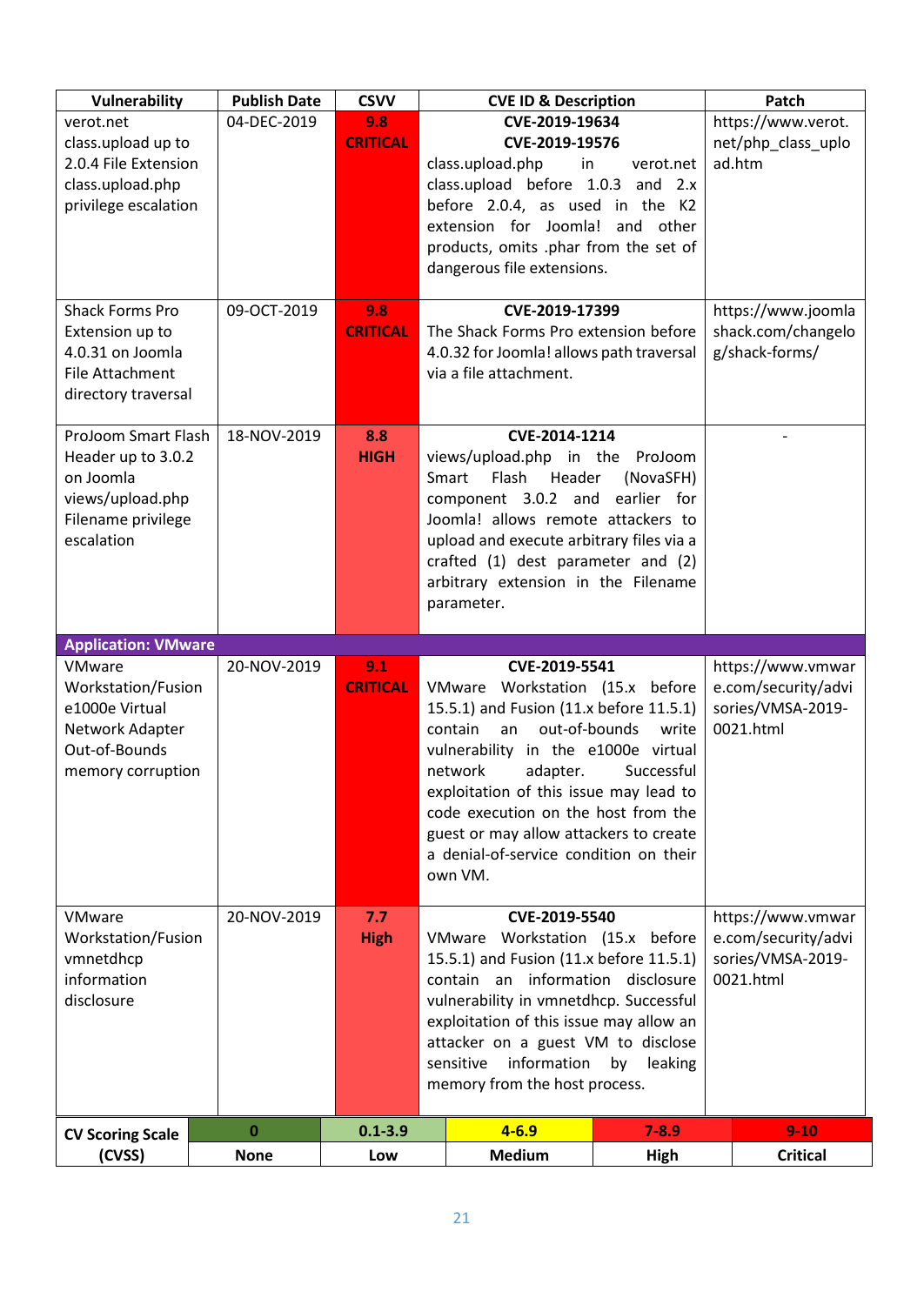| Vulnerability | Publish Date | CSVV | CVE ID & Description | Patch |
|---|---|---|---|---|
| verot.net class.upload up to 2.0.4 File Extension class.upload.php privilege escalation | 04-DEC-2019 | **9.8 CRITICAL** | **CVE-2019-19634** **CVE-2019-19576** class.upload.php in verot.net class.upload before 1.0.3 and 2.x before 2.0.4, as used in the K2 extension for Joomla! and other products, omits .phar from the set of dangerous file extensions. | https://www.verot.net/php_class_upload.htm |
| Shack Forms Pro Extension up to 4.0.31 on Joomla File Attachment directory traversal | 09-OCT-2019 | **9.8 CRITICAL** | **CVE-2019-17399** The Shack Forms Pro extension before 4.0.32 for Joomla! allows path traversal via a file attachment. | https://www.joomlashack.com/changelog/shack-forms/ |
| ProJoom Smart Flash Header up to 3.0.2 on Joomla views/upload.php Filename privilege escalation | 18-NOV-2019 | **8.8 HIGH** | **CVE-2014-1214** views/upload.php in the ProJoom Smart Flash Header (NovaSFH) component 3.0.2 and earlier for Joomla! allows remote attackers to upload and execute arbitrary files via a crafted (1) dest parameter and (2) arbitrary extension in the Filename parameter. | - |
| **Application: VMware** | | | | |
| VMware Workstation/Fusion e1000e Virtual Network Adapter Out-of-Bounds memory corruption | 20-NOV-2019 | **9.1 CRITICAL** | **CVE-2019-5541** VMware Workstation (15.x before 15.5.1) and Fusion (11.x before 11.5.1) contain an out-of-bounds write vulnerability in the e1000e virtual network adapter. Successful exploitation of this issue may lead to code execution on the host from the guest or may allow attackers to create a denial-of-service condition on their own VM. | https://www.vmware.com/security/advisories/VMSA-2019-0021.html |
| VMware Workstation/Fusion vmnetdhcp information disclosure | 20-NOV-2019 | **7.7 High** | **CVE-2019-5540** VMware Workstation (15.x before 15.5.1) and Fusion (11.x before 11.5.1) contain an information disclosure vulnerability in vmnetdhcp. Successful exploitation of this issue may allow an attacker on a guest VM to disclose sensitive information by leaking memory from the host process. | https://www.vmware.com/security/advisories/VMSA-2019-0021.html |

| CV Scoring Scale (CVSS) | 0 | 0.1-3.9 | 4-6.9 | 7-8.9 | 9-10 |
|---|---|---|---|---|---|
| | None | Low | Medium | High | Critical |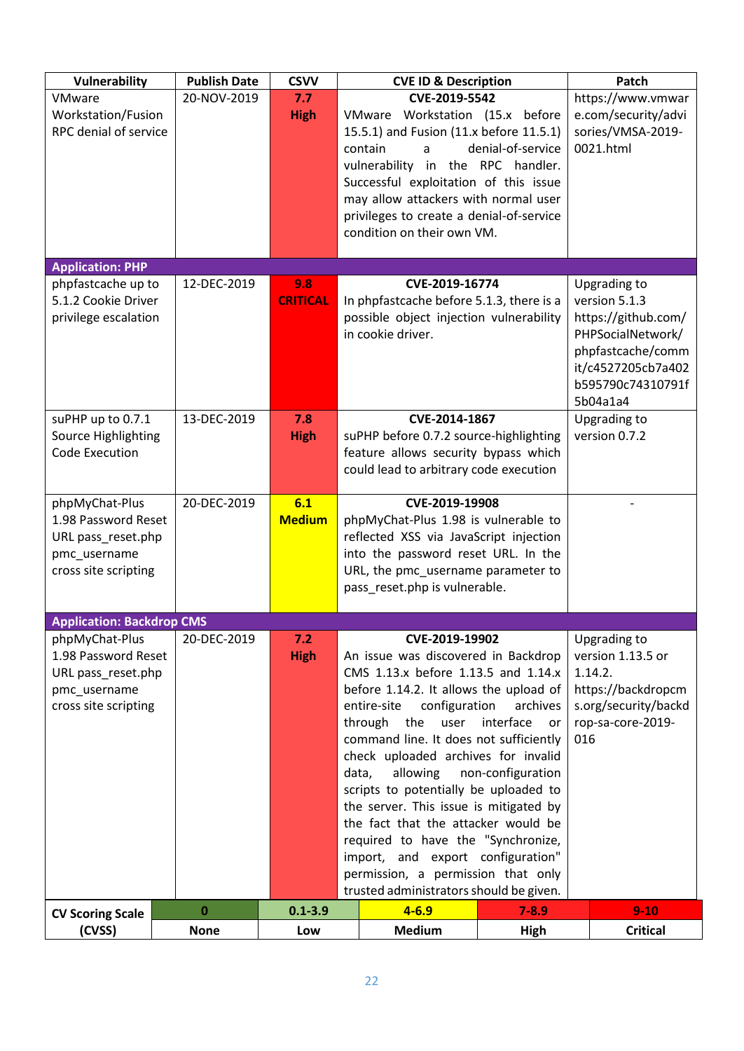| Vulnerability | Publish Date | CSVV | CVE ID & Description | Patch |
|---|---|---|---|---|
| VMware Workstation/Fusion RPC denial of service | 20-NOV-2019 | **7.7 High** | **CVE-2019-5542** VMware Workstation (15.x before 15.5.1) and Fusion (11.x before 11.5.1) contain a denial-of-service vulnerability in the RPC handler. Successful exploitation of this issue may allow attackers with normal user privileges to create a denial-of-service condition on their own VM. | https://www.vmware.com/security/advisories/VMSA-2019-0021.html |
| **Application: PHP** | | | | |
| phpfastcache up to 5.1.2 Cookie Driver privilege escalation | 12-DEC-2019 | **9.8 CRITICAL** | **CVE-2019-16774** In phpfastcache before 5.1.3, there is a possible object injection vulnerability in cookie driver. | Upgrading to version 5.1.3 https://github.com/PHPSocialNetwork/phpfastcache/commit/c4527205cb7a402b595790c74310791f5b04a1a4 |
| suPHP up to 0.7.1 Source Highlighting Code Execution | 13-DEC-2019 | **7.8 High** | **CVE-2014-1867** suPHP before 0.7.2 source-highlighting feature allows security bypass which could lead to arbitrary code execution | Upgrading to version 0.7.2 |
| phpMyChat-Plus 1.98 Password Reset URL pass_reset.php pmc_username cross site scripting | 20-DEC-2019 | **6.1 Medium** | **CVE-2019-19908** phpMyChat-Plus 1.98 is vulnerable to reflected XSS via JavaScript injection into the password reset URL. In the URL, the pmc_username parameter to pass_reset.php is vulnerable. | - |
| **Application: Backdrop CMS** | | | | |
| phpMyChat-Plus 1.98 Password Reset URL pass_reset.php pmc_username cross site scripting | 20-DEC-2019 | **7.2 High** | **CVE-2019-19902** An issue was discovered in Backdrop CMS 1.13.x before 1.13.5 and 1.14.x before 1.14.2. It allows the upload of entire-site configuration archives through the user interface or command line. It does not sufficiently check uploaded archives for invalid data, allowing non-configuration scripts to potentially be uploaded to the server. This issue is mitigated by the fact that the attacker would be required to have the "Synchronize, import, and export configuration" permission, a permission that only trusted administrators should be given. | Upgrading to version 1.13.5 or 1.14.2. https://backdropcms.org/security/backdrop-sa-core-2019-016 |

| CV Scoring Scale (CVSS) | 0 | 0.1-3.9 | 4-6.9 | 7-8.9 | 9-10 |
|---|---|---|---|---|---|
| | None | Low | Medium | High | Critical |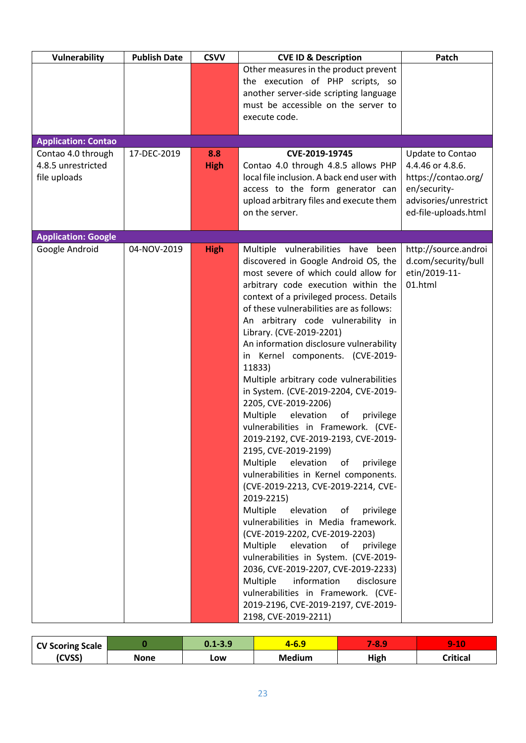| Vulnerability | Publish Date | CSVV | CVE ID & Description | Patch |
|---|---|---|---|---|
| | | | Other measures in the product prevent the execution of PHP scripts, so another server-side scripting language must be accessible on the server to execute code. | |
| **Application: Contao** | | | | |
| Contao 4.0 through 4.8.5 unrestricted file uploads | 17-DEC-2019 | **8.8 High** | **CVE-2019-19745** Contao 4.0 through 4.8.5 allows PHP local file inclusion. A back end user with access to the form generator can upload arbitrary files and execute them on the server. | Update to Contao 4.4.46 or 4.8.6. https://contao.org/en/security-advisories/unrestricted-file-uploads.html |
| **Application: Google** | | | | |
| Google Android | 04-NOV-2019 | **High** | Multiple vulnerabilities have been discovered in Google Android OS, the most severe of which could allow for arbitrary code execution within the context of a privileged process. Details of these vulnerabilities are as follows: An arbitrary code vulnerability in Library. (CVE-2019-2201) An information disclosure vulnerability in Kernel components. (CVE-2019-11833) Multiple arbitrary code vulnerabilities in System. (CVE-2019-2204, CVE-2019-2205, CVE-2019-2206) Multiple elevation of privilege vulnerabilities in Framework. (CVE-2019-2192, CVE-2019-2193, CVE-2019-2195, CVE-2019-2199) Multiple elevation of privilege vulnerabilities in Kernel components. (CVE-2019-2213, CVE-2019-2214, CVE-2019-2215) Multiple elevation of privilege vulnerabilities in Media framework. (CVE-2019-2202, CVE-2019-2203) Multiple elevation of privilege vulnerabilities in System. (CVE-2019-2036, CVE-2019-2207, CVE-2019-2233) Multiple information disclosure vulnerabilities in Framework. (CVE-2019-2196, CVE-2019-2197, CVE-2019-2198, CVE-2019-2211) | http://source.android.com/security/bulletin/2019-11-01.html |

| CV Scoring Scale (CVSS) | 0 | 0.1-3.9 | 4-6.9 | 7-8.9 | 9-10 |
|---|---|---|---|---|---|
| | None | Low | Medium | High | Critical |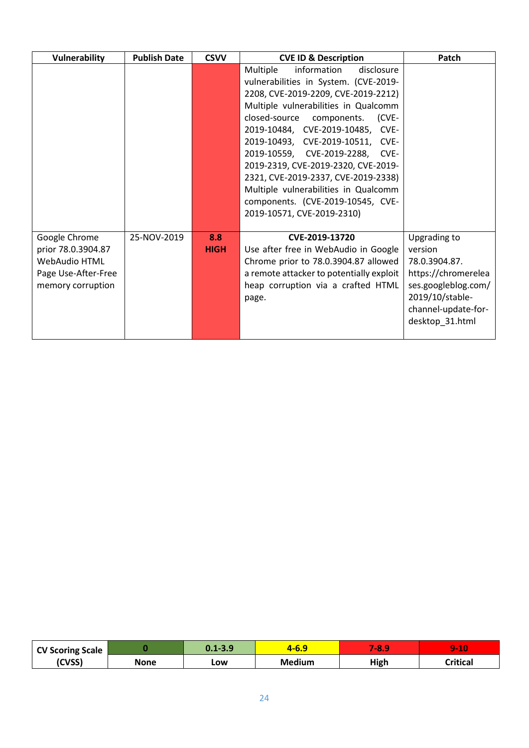| Vulnerability | Publish Date | CSVV | CVE ID & Description | Patch |
|---|---|---|---|---|
| | | | Multiple information disclosure vulnerabilities in System. (CVE-2019-2208, CVE-2019-2209, CVE-2019-2212) Multiple vulnerabilities in Qualcomm closed-source components. (CVE-2019-10484, CVE-2019-10485, CVE-2019-10493, CVE-2019-10511, CVE-2019-10559, CVE-2019-2288, CVE-2019-2319, CVE-2019-2320, CVE-2019-2321, CVE-2019-2337, CVE-2019-2338) Multiple vulnerabilities in Qualcomm components. (CVE-2019-10545, CVE-2019-10571, CVE-2019-2310) | |
| Google Chrome prior 78.0.3904.87 WebAudio HTML Page Use-After-Free memory corruption | 25-NOV-2019 | **8.8 HIGH** | **CVE-2019-13720** Use after free in WebAudio in Google Chrome prior to 78.0.3904.87 allowed a remote attacker to potentially exploit heap corruption via a crafted HTML page. | Upgrading to version 78.0.3904.87. https://chromereleases.googleblog.com/2019/10/stable-channel-update-for-desktop_31.html |

| CV Scoring Scale (CVSS) | 0 | 0.1-3.9 | 4-6.9 | 7-8.9 | 9-10 |
|---|---|---|---|---|---|
| | None | Low | Medium | High | Critical |